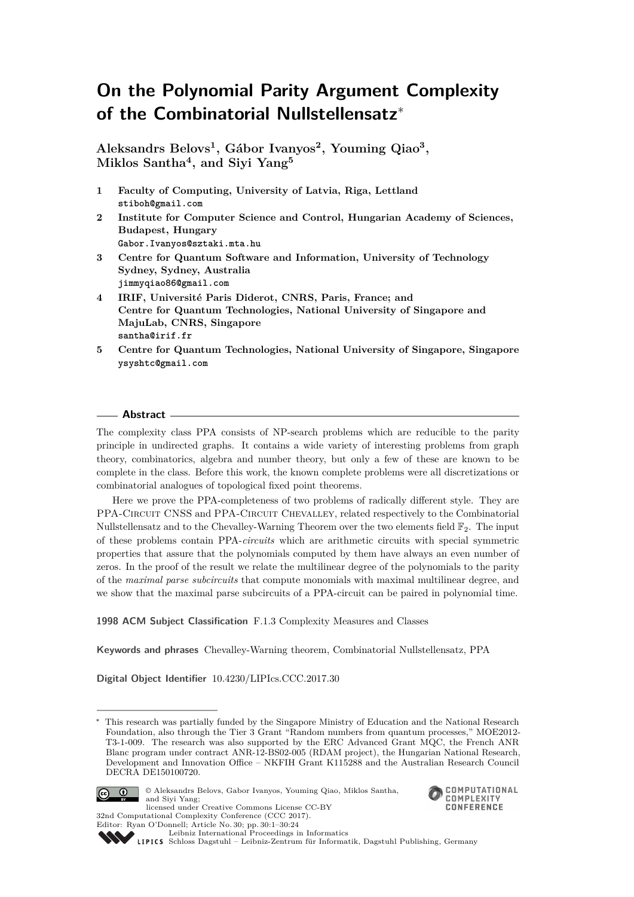# On the Polynomial Parity Argument Complexity of the Combinatorial Nullstellensatz*

**Aleksandrs Belovs[1], Gábor Ivanyos[2], Youming Qiao[3], Miklos Santha[4], and Siyi Yang[5]**

1. **Faculty of Computing, University of Latvia, Riga, Lettland**
   stiboh@gmail.com
2. **Institute for Computer Science and Control, Hungarian Academy of Sciences, Budapest, Hungary**
   Gabor.Ivanyos@sztaki.mta.hu
3. **Centre for Quantum Software and Information, University of Technology Sydney, Sydney, Australia**
   jimmyqiao86@gmail.com
4. **IRIF, Université Paris Diderot, CNRS, Paris, France; and Centre for Quantum Technologies, National University of Singapore and MajuLab, CNRS, Singapore**
   santha@irif.fr
5. **Centre for Quantum Technologies, National University of Singapore, Singapore**
   ysyshtc@gmail.com

## Abstract

The complexity class PPA consists of NP-search problems which are reducible to the parity principle in undirected graphs. It contains a wide variety of interesting problems from graph theory, combinatorics, algebra and number theory, but only a few of these are known to be complete in the class. Before this work, the known complete problems were all discretizations or combinatorial analogues of topological fixed point theorems.

Here we prove the PPA-completeness of two problems of radically different style. They are PPA-Circuit CNSS and PPA-Circuit Chevalley, related respectively to the Combinatorial Nullstellensatz and to the Chevalley-Warning Theorem over the two elements field $\mathbb{F}_2$. The input of these problems contain PPA-*circuits* which are arithmetic circuits with special symmetric properties that assure that the polynomials computed by them have always an even number of zeros. In the proof of the result we relate the multilinear degree of the polynomials to the parity of the *maximal parse subcircuits* that compute monomials with maximal multilinear degree, and we show that the maximal parse subcircuits of a PPA-circuit can be paired in polynomial time.

**1998 ACM Subject Classification** F.1.3 Complexity Measures and Classes

**Keywords and phrases** Chevalley-Warning theorem, Combinatorial Nullstellensatz, PPA

**Digital Object Identifier** 10.4230/LIPIcs.CCC.2017.30

---

* This research was partially funded by the Singapore Ministry of Education and the National Research Foundation, also through the Tier 3 Grant "Random numbers from quantum processes," MOE2012-T3-1-009. The research was also supported by the ERC Advanced Grant MQC, the French ANR Blanc program under contract ANR-12-BS02-005 (RDAM project), the Hungarian National Research, Development and Innovation Office – NKFIH Grant K115288 and the Australian Research Council DECRA DE150100720.

© Aleksandrs Belovs, Gabor Ivanyos, Youming Qiao, Miklos Santha, and Siyi Yang;
licensed under Creative Commons License CC-BY
32nd Computational Complexity Conference (CCC 2017).
Editor: Ryan O'Donnell; Article No. 30; pp. 30:1–30:24
Leibniz International Proceedings in Informatics
Schloss Dagstuhl – Leibniz-Zentrum für Informatik, Dagstuhl Publishing, Germany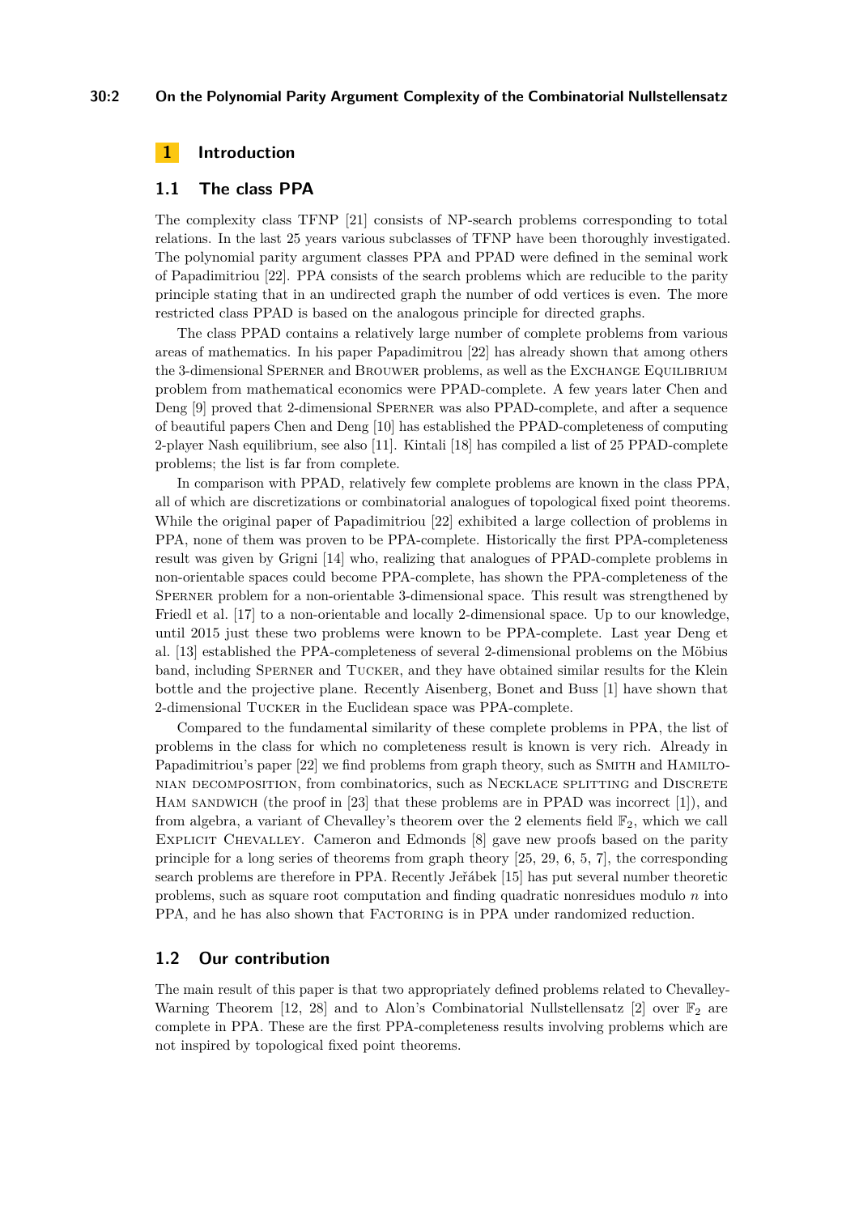# 1 Introduction

## 1.1 The class PPA

The complexity class TFNP [21] consists of NP-search problems corresponding to total relations. In the last 25 years various subclasses of TFNP have been thoroughly investigated. The polynomial parity argument complexity classes PPA and PPAD were defined in the seminal work of Papadimitriou [22]. PPA consists of the search problems which are reducible to the parity principle stating that in an undirected graph the number of odd vertices is even. The more restricted class PPAD is based on the analogous principle for directed graphs.

The class PPAD contains a relatively large number of complete problems from various areas of mathematics. In his paper Papadimitrou [22] has already shown that among others the 3-dimensional Sperner and Brouwer problems, as well as the Exchange Equilibrium problem from mathematical economics were PPAD-complete. A few years later Chen and Deng [9] proved that 2-dimensional Sperner was also PPAD-complete, and after a sequence of beautiful papers Chen and Deng [10] has established the PPAD-completeness of computing 2-player Nash equilibrium, see also [11]. Kintali [18] has compiled a list of 25 PPAD-complete problems; the list is far from complete.

In comparison with PPAD, relatively few complete problems are known in the class PPA, all of which are discretizations or combinatorial analogues of topological fixed point theorems. While the original paper of Papadimitriou [22] exhibited a large collection of problems in PPA, none of them was proven to be PPA-complete. Historically the first PPA-completeness result was given by Grigni [14] who, realizing that analogues of PPAD-complete problems in non-orientable spaces could become PPA-complete, has shown the PPA-completeness of the Sperner problem for a non-orientable 3-dimensional space. This result was strengthened by Friedl et al. [17] to a non-orientable and locally 2-dimensional space. Up to our knowledge, until 2015 just these two problems were known to be PPA-complete. Last year Deng et al. [13] established the PPA-completeness of several 2-dimensional problems on the Möbius band, including Sperner and Tucker, and they have obtained similar results for the Klein bottle and the projective plane. Recently Aisenberg, Bonet and Buss [1] have shown that 2-dimensional Tucker in the Euclidean space was PPA-complete.

Compared to the fundamental similarity of these complete problems in PPA, the list of problems in the class for which no completeness result is known is very rich. Already in Papadimitriou's paper [22] we find problems from graph theory, such as Smith and Hamiltonian decomposition, from combinatorics, such as Necklace splitting and Discrete Ham sandwich (the proof in [23] that these problems are in PPAD was incorrect [1]), and from algebra, a variant of Chevalley's theorem over the 2 elements field $\mathbb{F}_2$, which we call Explicit Chevalley. Cameron and Edmonds [8] gave new proofs based on the parity principle for a long series of theorems from graph theory [25, 29, 6, 5, 7], the corresponding search problems are therefore in PPA. Recently Jeřábek [15] has put several number theoretic problems, such as square root computation and finding quadratic nonresidues modulo $n$ into PPA, and he has also shown that Factoring is in PPA under randomized reduction.

## 1.2 Our contribution

The main result of this paper is that two appropriately defined problems related to Chevalley-Warning Theorem [12, 28] and to Alon's Combinatorial Nullstellensatz [2] over $\mathbb{F}_2$ are complete in PPA. These are the first PPA-completeness results involving problems which are not inspired by topological fixed point theorems.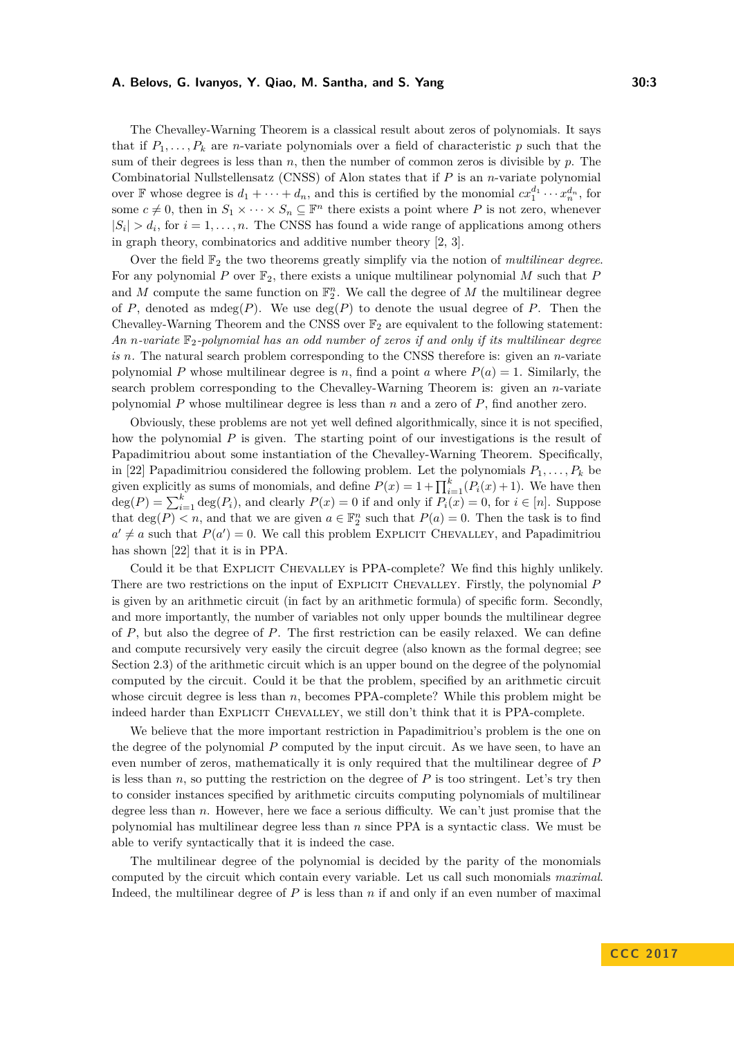The Chevalley-Warning Theorem is a classical result about zeros of polynomials. It says that if $P_1, \ldots, P_k$ are $n$-variate polynomials over a field of characteristic $p$ such that the sum of their degrees is less than $n$, then the number of common zeros is divisible by $p$. The Combinatorial Nullstellensatz (CNSS) of Alon states that if $P$ is an $n$-variate polynomial over $\mathbb{F}$ whose degree is $d_1 + \cdots + d_n$, and this is certified by the monomial $cx_1^{d_1} \cdots x_n^{d_n}$, for some $c \neq 0$, then in $S_1 \times \cdots \times S_n \subseteq \mathbb{F}^n$ there exists a point where $P$ is not zero, whenever $|S_i| > d_i$, for $i = 1, \ldots, n$. The CNSS has found a wide range of applications among others in graph theory, combinatorics and additive number theory [2, 3].

Over the field $\mathbb{F}_2$ the two theorems greatly simplify via the notion of *multilinear degree*. For any polynomial $P$ over $\mathbb{F}_2$, there exists a unique multilinear polynomial $M$ such that $P$ and $M$ compute the same function on $\mathbb{F}_2^n$. We call the degree of $M$ the multilinear degree of $P$, denoted as $\mathrm{mdeg}(P)$. We use $\deg(P)$ to denote the usual degree of $P$. Then the Chevalley-Warning Theorem and the CNSS over $\mathbb{F}_2$ are equivalent to the following statement: *An $n$-variate $\mathbb{F}_2$-polynomial has an odd number of zeros if and only if its multilinear degree is $n$.* The natural search problem corresponding to the CNSS therefore is: given an $n$-variate polynomial $P$ whose multilinear degree is $n$, find a point $a$ where $P(a) = 1$. Similarly, the search problem corresponding to the Chevalley-Warning Theorem is: given an $n$-variate polynomial $P$ whose multilinear degree is less than $n$ and a zero of $P$, find another zero.

Obviously, these problems are not yet well defined algorithmically, since it is not specified, how the polynomial $P$ is given. The starting point of our investigations is the result of Papadimitriou about some instantiation of the Chevalley-Warning Theorem. Specifically, in [22] Papadimitriou considered the following problem. Let the polynomials $P_1, \ldots, P_k$ be given explicitly as sums of monomials, and define $P(x) = 1 + \prod_{i=1}^{k}(P_i(x) + 1)$. We have then $\deg(P) = \sum_{i=1}^{k} \deg(P_i)$, and clearly $P(x) = 0$ if and only if $P_i(x) = 0$, for $i \in [n]$. Suppose that $\deg(P) < n$, and that we are given $a \in \mathbb{F}_2^n$ such that $P(a) = 0$. Then the task is to find $a' \neq a$ such that $P(a') = 0$. We call this problem Explicit Chevalley, and Papadimitriou has shown [22] that it is in PPA.

Could it be that Explicit Chevalley is PPA-complete? We find this highly unlikely. There are two restrictions on the input of Explicit Chevalley. Firstly, the polynomial $P$ is given by an arithmetic circuit (in fact by an arithmetic formula) of specific form. Secondly, and more importantly, the number of variables not only upper bounds the multilinear degree of $P$, but also the degree of $P$. The first restriction can be easily relaxed. We can define and compute recursively very easily the circuit degree (also known as the formal degree; see Section 2.3) of the arithmetic circuit which is an upper bound on the degree of the polynomial computed by the circuit. Could it be that the problem, specified by an arithmetic circuit whose circuit degree is less than $n$, becomes PPA-complete? While this problem might be indeed harder than Explicit Chevalley, we still don't think that it is PPA-complete.

We believe that the more important restriction in Papadimitriou's problem is the one on the degree of the polynomial $P$ computed by the input circuit. As we have seen, to have an even number of zeros, mathematically it is only required that the multilinear degree of $P$ is less than $n$, so putting the restriction on the degree of $P$ is too stringent. Let's try then to consider instances specified by arithmetic circuits computing polynomials of multilinear degree less than $n$. However, here we face a serious difficulty. We can't just promise that the polynomial has multilinear degree less than $n$ since PPA is a syntactic class. We must be able to verify syntactically that it is indeed the case.

The multilinear degree of the polynomial is decided by the parity of the monomials computed by the circuit which contain every variable. Let us call such monomials *maximal*. Indeed, the multilinear degree of $P$ is less than $n$ if and only if an even number of maximal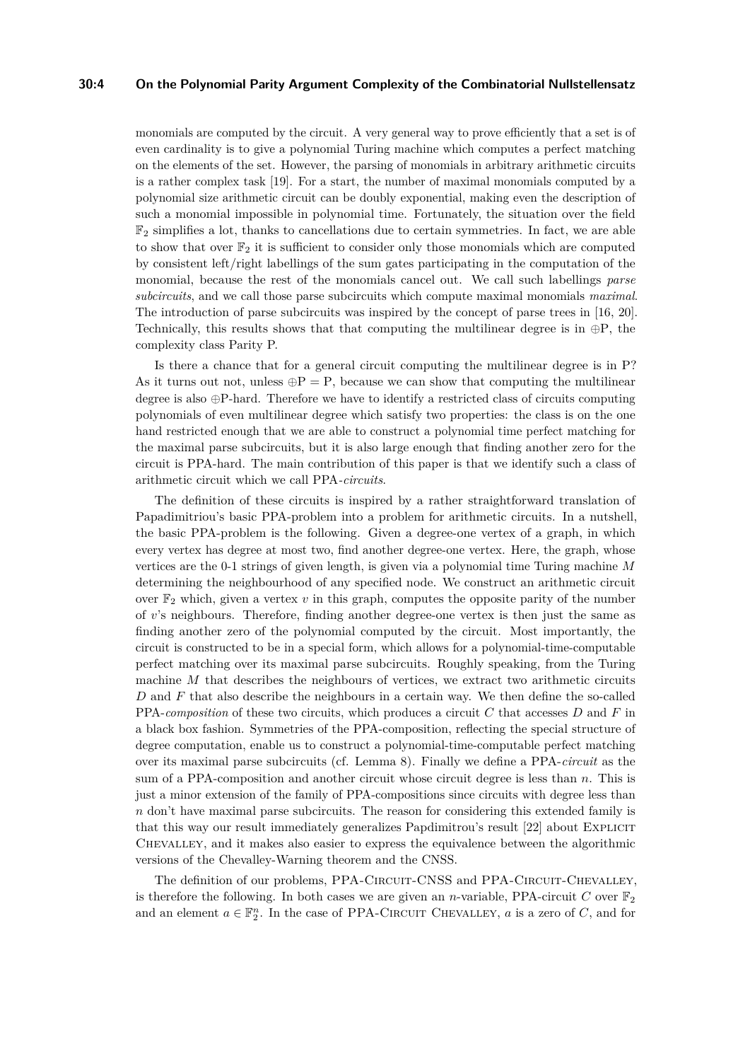monomials are computed by the circuit. A very general way to prove efficiently that a set is of even cardinality is to give a polynomial Turing machine which computes a perfect matching on the elements of the set. However, the parsing of monomials in arbitrary arithmetic circuits is a rather complex task [19]. For a start, the number of maximal monomials computed by a polynomial size arithmetic circuit can be doubly exponential, making even the description of such a monomial impossible in polynomial time. Fortunately, the situation over the field $\mathbb{F}_2$ simplifies a lot, thanks to cancellations due to certain symmetries. In fact, we are able to show that over $\mathbb{F}_2$ it is sufficient to consider only those monomials which are computed by consistent left/right labellings of the sum gates participating in the computation of the monomial, because the rest of the monomials cancel out. We call such labellings *parse subcircuits*, and we call those parse subcircuits which compute maximal monomials *maximal*. The introduction of parse subcircuits was inspired by the concept of parse trees in [16, 20]. Technically, this results shows that that computing the multilinear degree is in $\oplus$P, the complexity class Parity P.

Is there a chance that for a general circuit computing the multilinear degree is in P? As it turns out not, unless $\oplus\text{P} = \text{P}$, because we can show that computing the multilinear degree is also $\oplus$P-hard. Therefore we have to identify a restricted class of circuits computing polynomials of even multilinear degree which satisfy two properties: the class is on the one hand restricted enough that we are able to construct a polynomial time perfect matching for the maximal parse subcircuits, but it is also large enough that finding another zero for the circuit is PPA-hard. The main contribution of this paper is that we identify such a class of arithmetic circuit which we call PPA-*circuits*.

The definition of these circuits is inspired by a rather straightforward translation of Papadimitriou's basic PPA-problem into a problem for arithmetic circuits. In a nutshell, the basic PPA-problem is the following. Given a degree-one vertex of a graph, in which every vertex has degree at most two, find another degree-one vertex. Here, the graph, whose vertices are the 0-1 strings of given length, is given via a polynomial time Turing machine $M$ determining the neighbourhood of any specified node. We construct an arithmetic circuit over $\mathbb{F}_2$ which, given a vertex $v$ in this graph, computes the opposite parity of the number of $v$'s neighbours. Therefore, finding another degree-one vertex is then just the same as finding another zero of the polynomial computed by the circuit. Most importantly, the circuit is constructed to be in a special form, which allows for a polynomial-time-computable perfect matching over its maximal parse subcircuits. Roughly speaking, from the Turing machine $M$ that describes the neighbours of vertices, we extract two arithmetic circuits $D$ and $F$ that also describe the neighbours in a certain way. We then define the so-called PPA-*composition* of these two circuits, which produces a circuit $C$ that accesses $D$ and $F$ in a black box fashion. Symmetries of the PPA-composition, reflecting the special structure of degree computation, enable us to construct a polynomial-time-computable perfect matching over its maximal parse subcircuits (cf. Lemma 8). Finally we define a PPA-*circuit* as the sum of a PPA-composition and another circuit whose circuit degree is less than $n$. This is just a minor extension of the family of PPA-compositions since circuits with degree less than $n$ don't have maximal parse subcircuits. The reason for considering this extended family is that this way our result immediately generalizes Papdimitrou's result [22] about Explicit Chevalley, and it makes also easier to express the equivalence between the algorithmic versions of the Chevalley-Warning theorem and the CNSS.

The definition of our problems, PPA-Circuit-CNSS and PPA-Circuit-Chevalley, is therefore the following. In both cases we are given an $n$-variable, PPA-circuit $C$ over $\mathbb{F}_2$ and an element $a \in \mathbb{F}_2^n$. In the case of PPA-Circuit Chevalley, $a$ is a zero of $C$, and for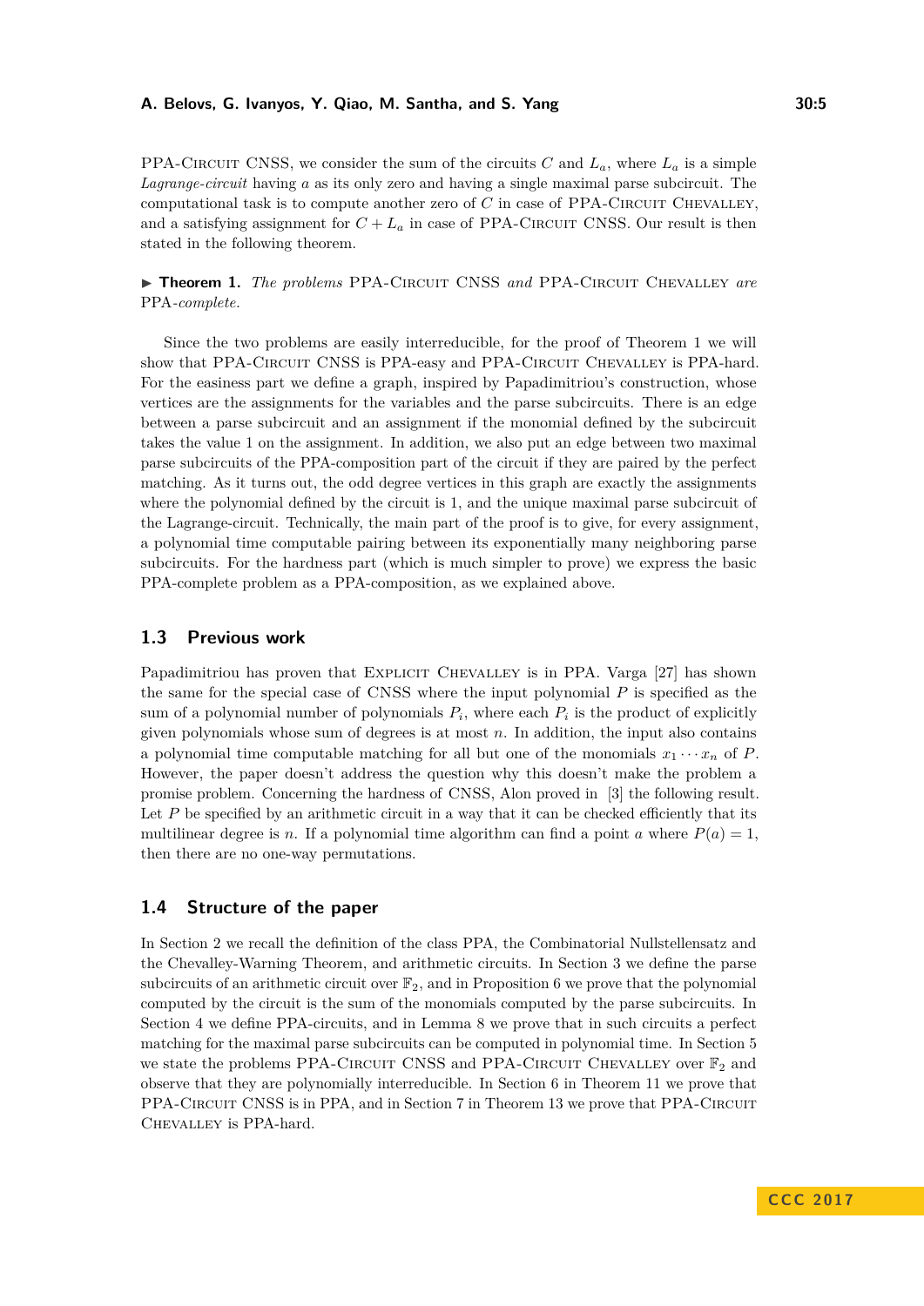PPA-Circuit CNSS, we consider the sum of the circuits $C$ and $L_a$, where $L_a$ is a simple *Lagrange-circuit* having $a$ as its only zero and having a single maximal parse subcircuit. The computational task is to compute another zero of $C$ in case of PPA-Circuit Chevalley, and a satisfying assignment for $C + L_a$ in case of PPA-Circuit CNSS. Our result is then stated in the following theorem.

▶ **Theorem 1.** *The problems* PPA-Circuit CNSS *and* PPA-Circuit Chevalley *are* PPA*-complete.*

Since the two problems are easily interreducible, for the proof of Theorem 1 we will show that PPA-Circuit CNSS is PPA-easy and PPA-Circuit Chevalley is PPA-hard. For the easiness part we define a graph, inspired by Papadimitriou's construction, whose vertices are the assignments for the variables and the parse subcircuits. There is an edge between a parse subcircuit and an assignment if the monomial defined by the subcircuit takes the value 1 on the assignment. In addition, we also put an edge between two maximal parse subcircuits of the PPA-composition part of the circuit if they are paired by the perfect matching. As it turns out, the odd degree vertices in this graph are exactly the assignments where the polynomial defined by the circuit is 1, and the unique maximal parse subcircuit of the Lagrange-circuit. Technically, the main part of the proof is to give, for every assignment, a polynomial time computable pairing between its exponentially many neighboring parse subcircuits. For the hardness part (which is much simpler to prove) we express the basic PPA-complete problem as a PPA-composition, as we explained above.

## 1.3 Previous work

Papadimitriou has proven that Explicit Chevalley is in PPA. Varga [27] has shown the same for the special case of CNSS where the input polynomial $P$ is specified as the sum of a polynomial number of polynomials $P_i$, where each $P_i$ is the product of explicitly given polynomials whose sum of degrees is at most $n$. In addition, the input also contains a polynomial time computable matching for all but one of the monomials $x_1 \cdots x_n$ of $P$. However, the paper doesn't address the question why this doesn't make the problem a promise problem. Concerning the hardness of CNSS, Alon proved in [3] the following result. Let $P$ be specified by an arithmetic circuit in a way that it can be checked efficiently that its multilinear degree is $n$. If a polynomial time algorithm can find a point $a$ where $P(a) = 1$, then there are no one-way permutations.

## 1.4 Structure of the paper

In Section 2 we recall the definition of the class PPA, the Combinatorial Nullstellensatz and the Chevalley-Warning Theorem, and arithmetic circuits. In Section 3 we define the parse subcircuits of an arithmetic circuit over $\mathbb{F}_2$, and in Proposition 6 we prove that the polynomial computed by the circuit is the sum of the monomials computed by the parse subcircuits. In Section 4 we define PPA-circuits, and in Lemma 8 we prove that in such circuits a perfect matching for the maximal parse subcircuits can be computed in polynomial time. In Section 5 we state the problems PPA-Circuit CNSS and PPA-Circuit Chevalley over $\mathbb{F}_2$ and observe that they are polynomially interreducible. In Section 6 in Theorem 11 we prove that PPA-Circuit CNSS is in PPA, and in Section 7 in Theorem 13 we prove that PPA-Circuit Chevalley is PPA-hard.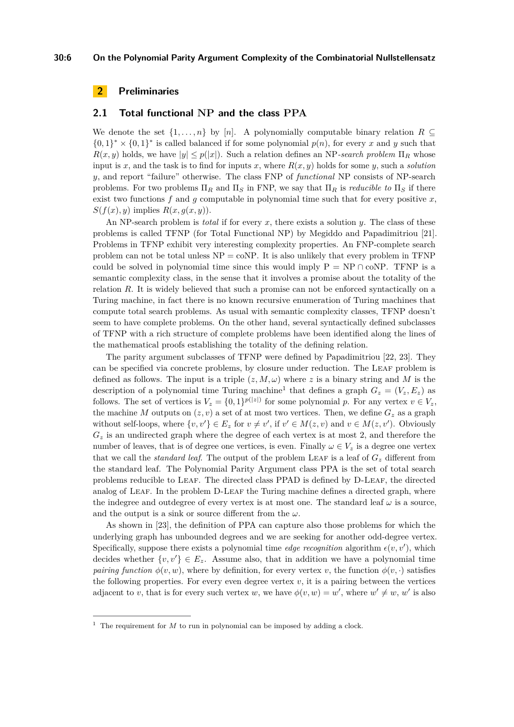## 2 Preliminaries

### 2.1 Total functional NP and the class PPA

We denote the set $\{1, \ldots, n\}$ by $[n]$. A polynomially computable binary relation $R \subseteq \{0,1\}^* \times \{0,1\}^*$ is called balanced if for some polynomial $p(n)$, for every $x$ and $y$ such that $R(x, y)$ holds, we have $|y| \leq p(|x|)$. Such a relation defines an NP-*search problem* $\Pi_R$ whose input is $x$, and the task is to find for inputs $x$, where $R(x, y)$ holds for some $y$, such a *solution* $y$, and report "failure" otherwise. The class FNP of *functional* NP consists of NP-search problems. For two problems $\Pi_R$ and $\Pi_S$ in FNP, we say that $\Pi_R$ is *reducible to* $\Pi_S$ if there exist two functions $f$ and $g$ computable in polynomial time such that for every positive $x$, $S(f(x), y)$ implies $R(x, g(x, y))$.

An NP-search problem is *total* if for every $x$, there exists a solution $y$. The class of these problems is called TFNP (for Total Functional NP) by Megiddo and Papadimitriou [21]. Problems in TFNP exhibit very interesting complexity properties. An FNP-complete search problem can not be total unless NP = coNP. It is also unlikely that every problem in TFNP could be solved in polynomial time since this would imply P = NP $\cap$ coNP. TFNP is a semantic complexity class, in the sense that it involves a promise about the totality of the relation $R$. It is widely believed that such a promise can not be enforced syntactically on a Turing machine, in fact there is no known recursive enumeration of Turing machines that compute total search problems. As usual with semantic complexity classes, TFNP doesn't seem to have complete problems. On the other hand, several syntactically defined subclasses of TFNP with a rich structure of complete problems have been identified along the lines of the mathematical proofs establishing the totality of the defining relation.

The parity argument subclasses of TFNP were defined by Papadimitriou [22, 23]. They can be specified via concrete problems, by closure under reduction. The Leaf problem is defined as follows. The input is a triple $(z, M, \omega)$ where $z$ is a binary string and $M$ is the description of a polynomial time Turing machine[1] that defines a graph $G_z = (V_z, E_z)$ as follows. The set of vertices is $V_z = \{0,1\}^{p(|z|)}$ for some polynomial $p$. For any vertex $v \in V_z$, the machine $M$ outputs on $(z, v)$ a set of at most two vertices. Then, we define $G_z$ as a graph without self-loops, where $\{v, v'\} \in E_z$ for $v \neq v'$, if $v' \in M(z, v)$ and $v \in M(z, v')$. Obviously $G_z$ is an undirected graph where the degree of each vertex is at most 2, and therefore the number of leaves, that is of degree one vertices, is even. Finally $\omega \in V_z$ is a degree one vertex that we call the *standard leaf*. The output of the problem Leaf is a leaf of $G_z$ different from the standard leaf. The Polynomial Parity Argument class PPA is the set of total search problems reducible to Leaf. The directed class PPAD is defined by D-Leaf, the directed analog of Leaf. In the problem D-Leaf the Turing machine defines a directed graph, where the indegree and outdegree of every vertex is at most one. The standard leaf $\omega$ is a source, and the output is a sink or source different from the $\omega$.

As shown in [23], the definition of PPA can capture also those problems for which the underlying graph has unbounded degrees and we are seeking for another odd-degree vertex. Specifically, suppose there exists a polynomial time *edge recognition* algorithm $\epsilon(v, v')$, which decides whether $\{v, v'\} \in E_z$. Assume also, that in addition we have a polynomial time *pairing function* $\phi(v, w)$, where by definition, for every vertex $v$, the function $\phi(v, \cdot)$ satisfies the following properties. For every even degree vertex $v$, it is a pairing between the vertices adjacent to $v$, that is for every such vertex $w$, we have $\phi(v, w) = w'$, where $w' \neq w$, $w'$ is also

[1] The requirement for $M$ to run in polynomial can be imposed by adding a clock.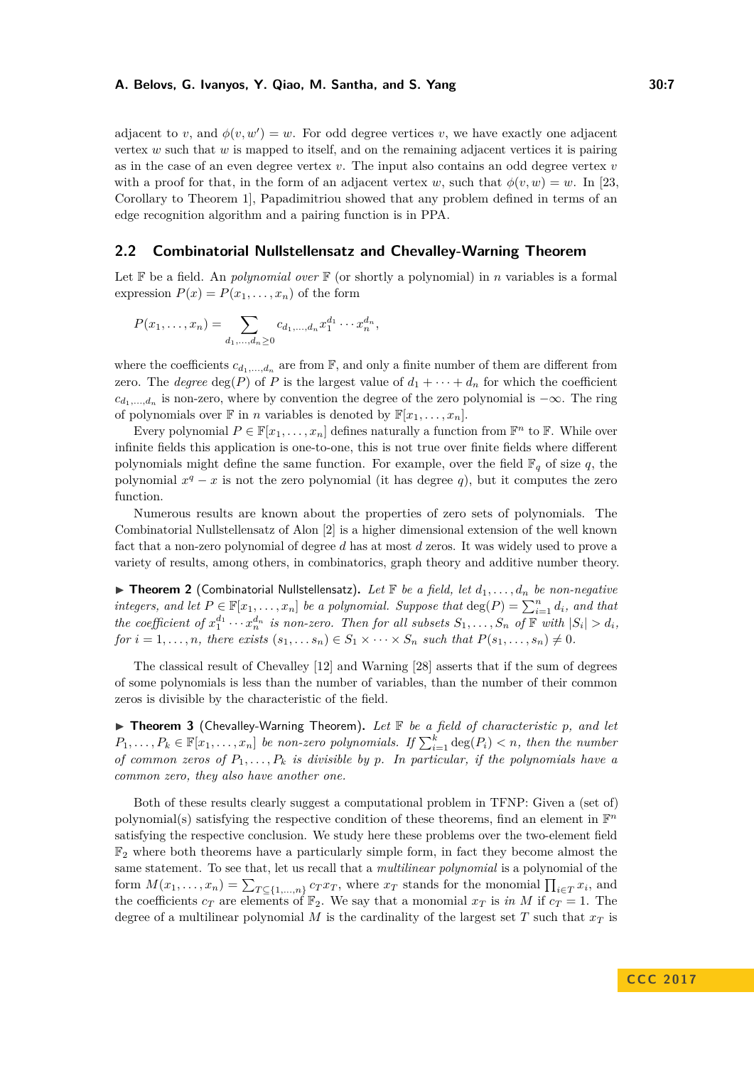adjacent to $v$, and $\phi(v, w') = w$. For odd degree vertices $v$, we have exactly one adjacent vertex $w$ such that $w$ is mapped to itself, and on the remaining adjacent vertices it is pairing as in the case of an even degree vertex $v$. The input also contains an odd degree vertex $v$ with a proof for that, in the form of an adjacent vertex $w$, such that $\phi(v, w) = w$. In [23, Corollary to Theorem 1], Papadimitriou showed that any problem defined in terms of an edge recognition algorithm and a pairing function is in PPA.

## 2.2 Combinatorial Nullstellensatz and Chevalley-Warning Theorem

Let $\mathbb{F}$ be a field. An *polynomial over* $\mathbb{F}$ (or shortly a polynomial) in $n$ variables is a formal expression $P(x) = P(x_1, \ldots, x_n)$ of the form

$$P(x_1, \ldots, x_n) = \sum_{d_1, \ldots, d_n \geq 0} c_{d_1, \ldots, d_n} x_1^{d_1} \cdots x_n^{d_n},$$

where the coefficients $c_{d_1,\ldots,d_n}$ are from $\mathbb{F}$, and only a finite number of them are different from zero. The *degree* $\deg(P)$ of $P$ is the largest value of $d_1 + \cdots + d_n$ for which the coefficient $c_{d_1,\ldots,d_n}$ is non-zero, where by convention the degree of the zero polynomial is $-\infty$. The ring of polynomials over $\mathbb{F}$ in $n$ variables is denoted by $\mathbb{F}[x_1, \ldots, x_n]$.

Every polynomial $P \in \mathbb{F}[x_1, \ldots, x_n]$ defines naturally a function from $\mathbb{F}^n$ to $\mathbb{F}$. While over infinite fields this application is one-to-one, this is not true over finite fields where different polynomials might define the same function. For example, over the field $\mathbb{F}_q$ of size $q$, the polynomial $x^q - x$ is not the zero polynomial (it has degree $q$), but it computes the zero function.

Numerous results are known about the properties of zero sets of polynomials. The Combinatorial Nullstellensatz of Alon [2] is a higher dimensional extension of the well known fact that a non-zero polynomial of degree $d$ has at most $d$ zeros. It was widely used to prove a variety of results, among others, in combinatorics, graph theory and additive number theory.

▶ **Theorem 2** (Combinatorial Nullstellensatz)**.** *Let $\mathbb{F}$ be a field, let $d_1, \ldots, d_n$ be non-negative integers, and let $P \in \mathbb{F}[x_1, \ldots, x_n]$ be a polynomial. Suppose that $\deg(P) = \sum_{i=1}^n d_i$, and that the coefficient of $x_1^{d_1} \cdots x_n^{d_n}$ is non-zero. Then for all subsets $S_1, \ldots, S_n$ of $\mathbb{F}$ with $|S_i| > d_i$, for $i = 1, \ldots, n$, there exists $(s_1, \ldots s_n) \in S_1 \times \cdots \times S_n$ such that $P(s_1, \ldots, s_n) \neq 0$.*

The classical result of Chevalley [12] and Warning [28] asserts that if the sum of degrees of some polynomials is less than the number of variables, than the number of their common zeros is divisible by the characteristic of the field.

▶ **Theorem 3** (Chevalley-Warning Theorem)**.** *Let $\mathbb{F}$ be a field of characteristic $p$, and let $P_1, \ldots, P_k \in \mathbb{F}[x_1, \ldots, x_n]$ be non-zero polynomials. If $\sum_{i=1}^k \deg(P_i) < n$, then the number of common zeros of $P_1, \ldots, P_k$ is divisible by $p$. In particular, if the polynomials have a common zero, they also have another one.*

Both of these results clearly suggest a computational problem in TFNP: Given a (set of) polynomial(s) satisfying the respective condition of these theorems, find an element in $\mathbb{F}^n$ satisfying the respective conclusion. We study here these problems over the two-element field $\mathbb{F}_2$ where both theorems have a particularly simple form, in fact they become almost the same statement. To see that, let us recall that a *multilinear polynomial* is a polynomial of the form $M(x_1, \ldots, x_n) = \sum_{T \subseteq \{1,\ldots,n\}} c_T x_T$, where $x_T$ stands for the monomial $\prod_{i \in T} x_i$, and the coefficients $c_T$ are elements of $\mathbb{F}_2$. We say that a monomial $x_T$ is *in* $M$ if $c_T = 1$. The degree of a multilinear polynomial $M$ is the cardinality of the largest set $T$ such that $x_T$ is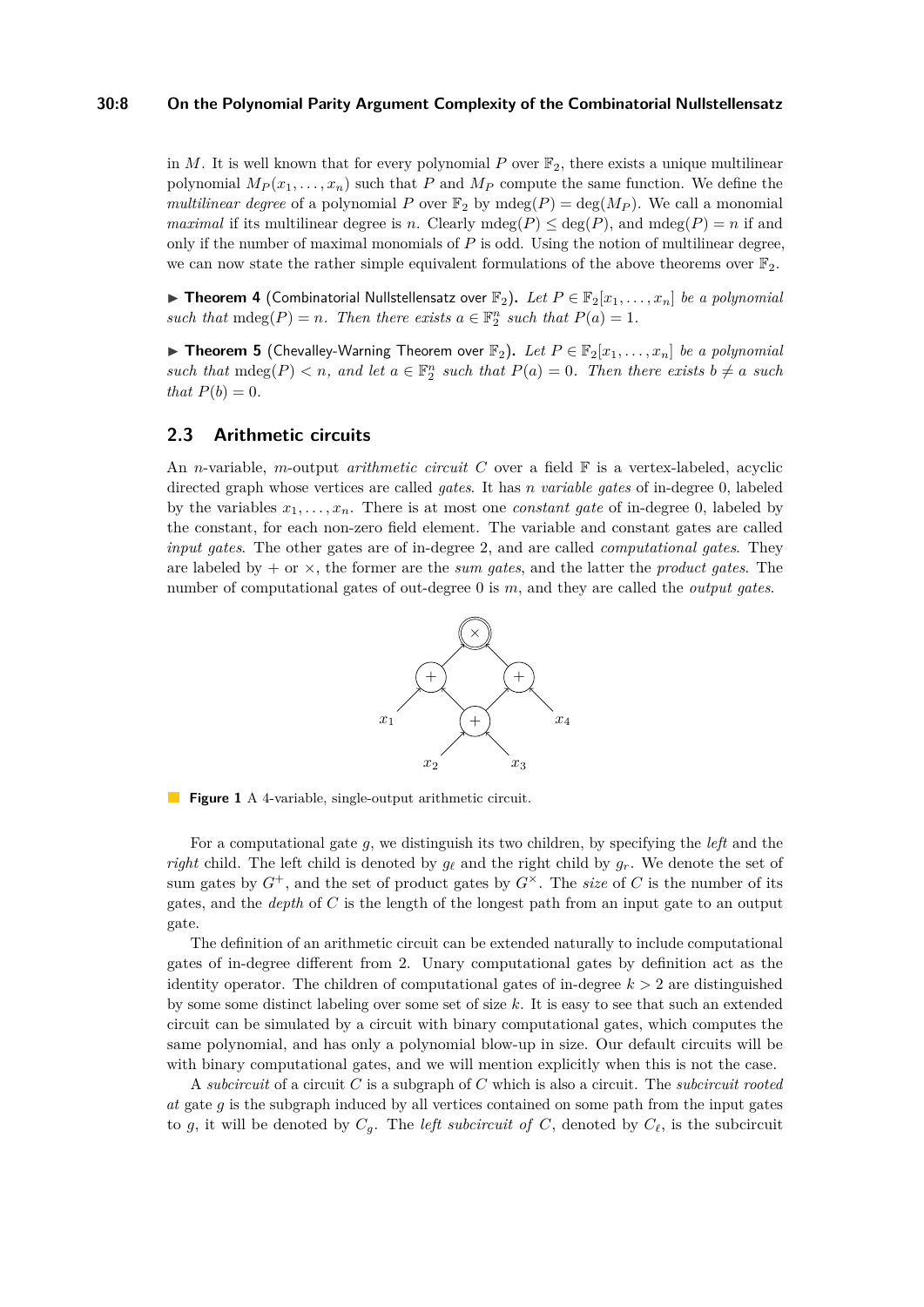in $M$. It is well known that for every polynomial $P$ over $\mathbb{F}_2$, there exists a unique multilinear polynomial $M_P(x_1, \ldots, x_n)$ such that $P$ and $M_P$ compute the same function. We define the *multilinear degree* of a polynomial $P$ over $\mathbb{F}_2$ by $\text{mdeg}(P) = \deg(M_P)$. We call a monomial *maximal* if its multilinear degree is $n$. Clearly $\text{mdeg}(P) \leq \deg(P)$, and $\text{mdeg}(P) = n$ if and only if the number of maximal monomials of $P$ is odd. Using the notion of multilinear degree, we can now state the rather simple equivalent formulations of the above theorems over $\mathbb{F}_2$.

▶ **Theorem 4** (Combinatorial Nullstellensatz over $\mathbb{F}_2$)**.** *Let $P \in \mathbb{F}_2[x_1, \ldots, x_n]$ be a polynomial such that $\text{mdeg}(P) = n$. Then there exists $a \in \mathbb{F}_2^n$ such that $P(a) = 1$.*

▶ **Theorem 5** (Chevalley-Warning Theorem over $\mathbb{F}_2$)**.** *Let $P \in \mathbb{F}_2[x_1, \ldots, x_n]$ be a polynomial such that $\text{mdeg}(P) < n$, and let $a \in \mathbb{F}_2^n$ such that $P(a) = 0$. Then there exists $b \neq a$ such that $P(b) = 0$.*

## 2.3 Arithmetic circuits

An $n$-variable, $m$-output *arithmetic circuit* $C$ over a field $\mathbb{F}$ is a vertex-labeled, acyclic directed graph whose vertices are called *gates*. It has $n$ *variable gates* of in-degree 0, labeled by the variables $x_1, \ldots, x_n$. There is at most one *constant gate* of in-degree 0, labeled by the constant, for each non-zero field element. The variable and constant gates are called *input gates*. The other gates are of in-degree 2, and are called *computational gates*. They are labeled by $+$ or $\times$, the former are the *sum gates*, and the latter the *product gates*. The number of computational gates of out-degree 0 is $m$, and they are called the *output gates*.

**Figure 1** A 4-variable, single-output arithmetic circuit.

For a computational gate $g$, we distinguish its two children, by specifying the *left* and the *right* child. The left child is denoted by $g_\ell$ and the right child by $g_r$. We denote the set of sum gates by $G^+$, and the set of product gates by $G^\times$. The *size* of $C$ is the number of its gates, and the *depth* of $C$ is the length of the longest path from an input gate to an output gate.

The definition of an arithmetic circuit can be extended naturally to include computational gates of in-degree different from 2. Unary computational gates by definition act as the identity operator. The children of computational gates of in-degree $k > 2$ are distinguished by some some distinct labeling over some set of size $k$. It is easy to see that such an extended circuit can be simulated by a circuit with binary computational gates, which computes the same polynomial, and has only a polynomial blow-up in size. Our default circuits will be with binary computational gates, and we will mention explicitly when this is not the case.

A *subcircuit* of a circuit $C$ is a subgraph of $C$ which is also a circuit. The *subcircuit rooted at* gate $g$ is the subgraph induced by all vertices contained on some path from the input gates to $g$, it will be denoted by $C_g$. The *left subcircuit of* $C$, denoted by $C_\ell$, is the subcircuit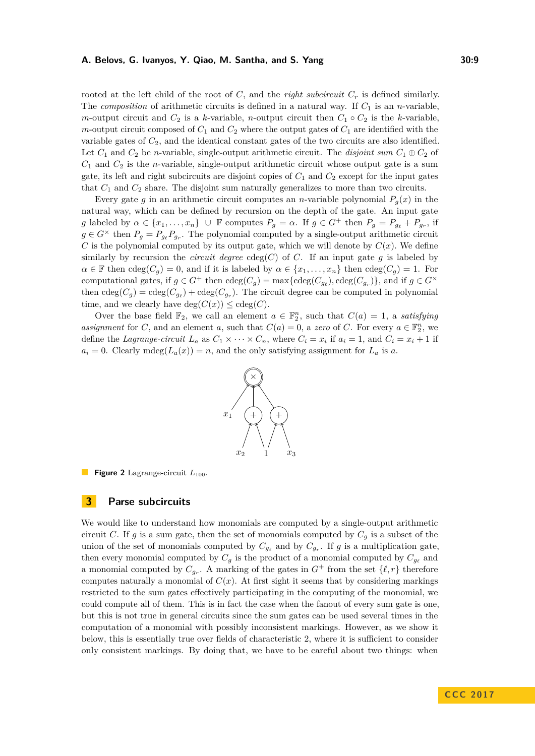rooted at the left child of the root of $C$, and the *right subcircuit* $C_r$ is defined similarly. The *composition* of arithmetic circuits is defined in a natural way. If $C_1$ is an $n$-variable, $m$-output circuit and $C_2$ is a $k$-variable, $n$-output circuit then $C_1 \circ C_2$ is the $k$-variable, $m$-output circuit composed of $C_1$ and $C_2$ where the output gates of $C_1$ are identified with the variable gates of $C_2$, and the identical constant gates of the two circuits are also identified. Let $C_1$ and $C_2$ be $n$-variable, single-output arithmetic circuit. The *disjoint sum* $C_1 \oplus C_2$ of $C_1$ and $C_2$ is the $n$-variable, single-output arithmetic circuit whose output gate is a sum gate, its left and right subcircuits are disjoint copies of $C_1$ and $C_2$ except for the input gates that $C_1$ and $C_2$ share. The disjoint sum naturally generalizes to more than two circuits.

Every gate $g$ in an arithmetic circuit computes an $n$-variable polynomial $P_g(x)$ in the natural way, which can be defined by recursion on the depth of the gate. An input gate $g$ labeled by $\alpha \in \{x_1, \ldots, x_n\} \cup \mathbb{F}$ computes $P_g = \alpha$. If $g \in G^+$ then $P_g = P_{g_\ell} + P_{g_r}$, if $g \in G^\times$ then $P_g = P_{g_\ell} P_{g_r}$. The polynomial computed by a single-output arithmetic circuit $C$ is the polynomial computed by its output gate, which we will denote by $C(x)$. We define similarly by recursion the *circuit degree* $\mathrm{cdeg}(C)$ of $C$. If an input gate $g$ is labeled by $\alpha \in \mathbb{F}$ then $\mathrm{cdeg}(C_g) = 0$, and if it is labeled by $\alpha \in \{x_1, \ldots, x_n\}$ then $\mathrm{cdeg}(C_g) = 1$. For computational gates, if $g \in G^+$ then $\mathrm{cdeg}(C_g) = \max\{\mathrm{cdeg}(C_{g_\ell}), \mathrm{cdeg}(C_{g_r})\}$, and if $g \in G^\times$ then $\mathrm{cdeg}(C_g) = \mathrm{cdeg}(C_{g_\ell}) + \mathrm{cdeg}(C_{g_r})$. The circuit degree can be computed in polynomial time, and we clearly have $\deg(C(x)) \leq \mathrm{cdeg}(C)$.

Over the base field $\mathbb{F}_2$, we call an element $a \in \mathbb{F}_2^n$, such that $C(a) = 1$, a *satisfying assignment* for $C$, and an element $a$, such that $C(a) = 0$, a *zero* of $C$. For every $a \in \mathbb{F}_2^n$, we define the *Lagrange-circuit* $L_a$ as $C_1 \times \cdots \times C_n$, where $C_i = x_i$ if $a_i = 1$, and $C_i = x_i + 1$ if $a_i = 0$. Clearly $\mathrm{mdeg}(L_a(x)) = n$, and the only satisfying assignment for $L_a$ is $a$.

**Figure 2** Lagrange-circuit $L_{100}$.

## 3 Parse subcircuits

We would like to understand how monomials are computed by a single-output arithmetic circuit $C$. If $g$ is a sum gate, then the set of monomials computed by $C_g$ is a subset of the union of the set of monomials computed by $C_{g_\ell}$ and by $C_{g_r}$. If $g$ is a multiplication gate, then every monomial computed by $C_g$ is the product of a monomial computed by $C_{g_\ell}$ and a monomial computed by $C_{g_r}$. A marking of the gates in $G^+$ from the set $\{\ell, r\}$ therefore computes naturally a monomial of $C(x)$. At first sight it seems that by considering markings restricted to the sum gates effectively participating in the computing of the monomial, we could compute all of them. This is in fact the case when the fanout of every sum gate is one, but this is not true in general circuits since the sum gates can be used several times in the computation of a monomial with possibly inconsistent markings. However, as we show it below, this is essentially true over fields of characteristic 2, where it is sufficient to consider only consistent markings. By doing that, we have to be careful about two things: when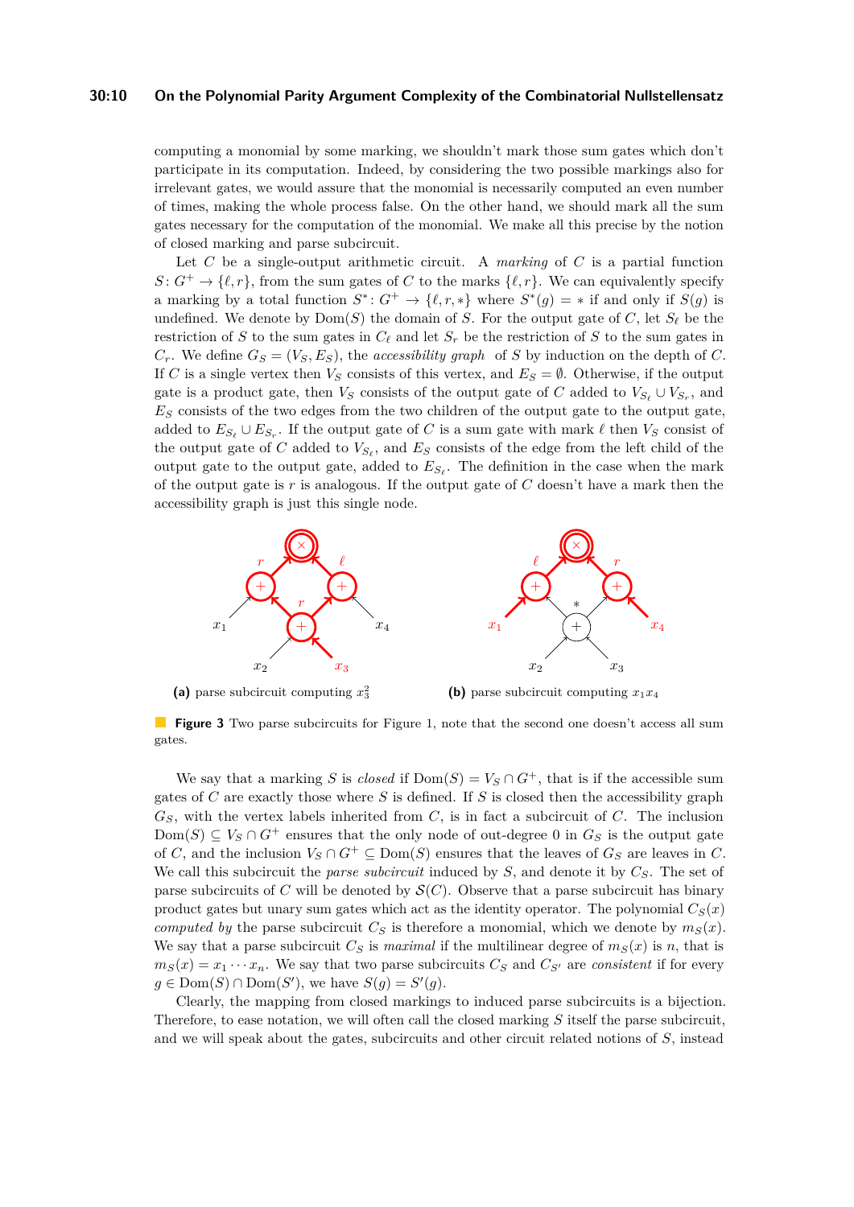computing a monomial by some marking, we shouldn't mark those sum gates which don't participate in its computation. Indeed, by considering the two possible markings also for irrelevant gates, we would assure that the monomial is necessarily computed an even number of times, making the whole process false. On the other hand, we should mark all the sum gates necessary for the computation of the monomial. We make all this precise by the notion of closed marking and parse subcircuit.

Let $C$ be a single-output arithmetic circuit. A *marking* of $C$ is a partial function $S\colon G^+ \to \{\ell, r\}$, from the sum gates of $C$ to the marks $\{\ell, r\}$. We can equivalently specify a marking by a total function $S^*\colon G^+ \to \{\ell, r, *\}$ where $S^*(g) = *$ if and only if $S(g)$ is undefined. We denote by $\mathrm{Dom}(S)$ the domain of $S$. For the output gate of $C$, let $S_\ell$ be the restriction of $S$ to the sum gates in $C_\ell$ and let $S_r$ be the restriction of $S$ to the sum gates in $C_r$. We define $G_S = (V_S, E_S)$, the *accessibility graph* of $S$ by induction on the depth of $C$. If $C$ is a single vertex then $V_S$ consists of this vertex, and $E_S = \emptyset$. Otherwise, if the output gate is a product gate, then $V_S$ consists of the output gate of $C$ added to $V_{S_\ell} \cup V_{S_r}$, and $E_S$ consists of the two edges from the two children of the output gate to the output gate, added to $E_{S_\ell} \cup E_{S_r}$. If the output gate of $C$ is a sum gate with mark $\ell$ then $V_S$ consist of the output gate of $C$ added to $V_{S_\ell}$, and $E_S$ consists of the edge from the left child of the output gate to the output gate, added to $E_{S_\ell}$. The definition in the case when the mark of the output gate is $r$ is analogous. If the output gate of $C$ doesn't have a mark then the accessibility graph is just this single node.

**(a)** parse subcircuit computing $x_3^2$ **(b)** parse subcircuit computing $x_1x_4$

**Figure 3** Two parse subcircuits for Figure 1, note that the second one doesn't access all sum gates.

We say that a marking $S$ is *closed* if $\mathrm{Dom}(S) = V_S \cap G^+$, that is if the accessible sum gates of $C$ are exactly those where $S$ is defined. If $S$ is closed then the accessibility graph $G_S$, with the vertex labels inherited from $C$, is in fact a subcircuit of $C$. The inclusion $\mathrm{Dom}(S) \subseteq V_S \cap G^+$ ensures that the only node of out-degree 0 in $G_S$ is the output gate of $C$, and the inclusion $V_S \cap G^+ \subseteq \mathrm{Dom}(S)$ ensures that the leaves of $G_S$ are leaves in $C$. We call this subcircuit the *parse subcircuit* induced by $S$, and denote it by $C_S$. The set of parse subcircuits of $C$ will be denoted by $\mathcal{S}(C)$. Observe that a parse subcircuit has binary product gates but unary sum gates which act as the identity operator. The polynomial $C_S(x)$ *computed by* the parse subcircuit $C_S$ is therefore a monomial, which we denote by $m_S(x)$. We say that a parse subcircuit $C_S$ is *maximal* if the multilinear degree of $m_S(x)$ is $n$, that is $m_S(x) = x_1 \cdots x_n$. We say that two parse subcircuits $C_S$ and $C_{S'}$ are *consistent* if for every $g \in \mathrm{Dom}(S) \cap \mathrm{Dom}(S')$, we have $S(g) = S'(g)$.

Clearly, the mapping from closed markings to induced parse subcircuits is a bijection. Therefore, to ease notation, we will often call the closed marking $S$ itself the parse subcircuit, and we will speak about the gates, subcircuits and other circuit related notions of $S$, instead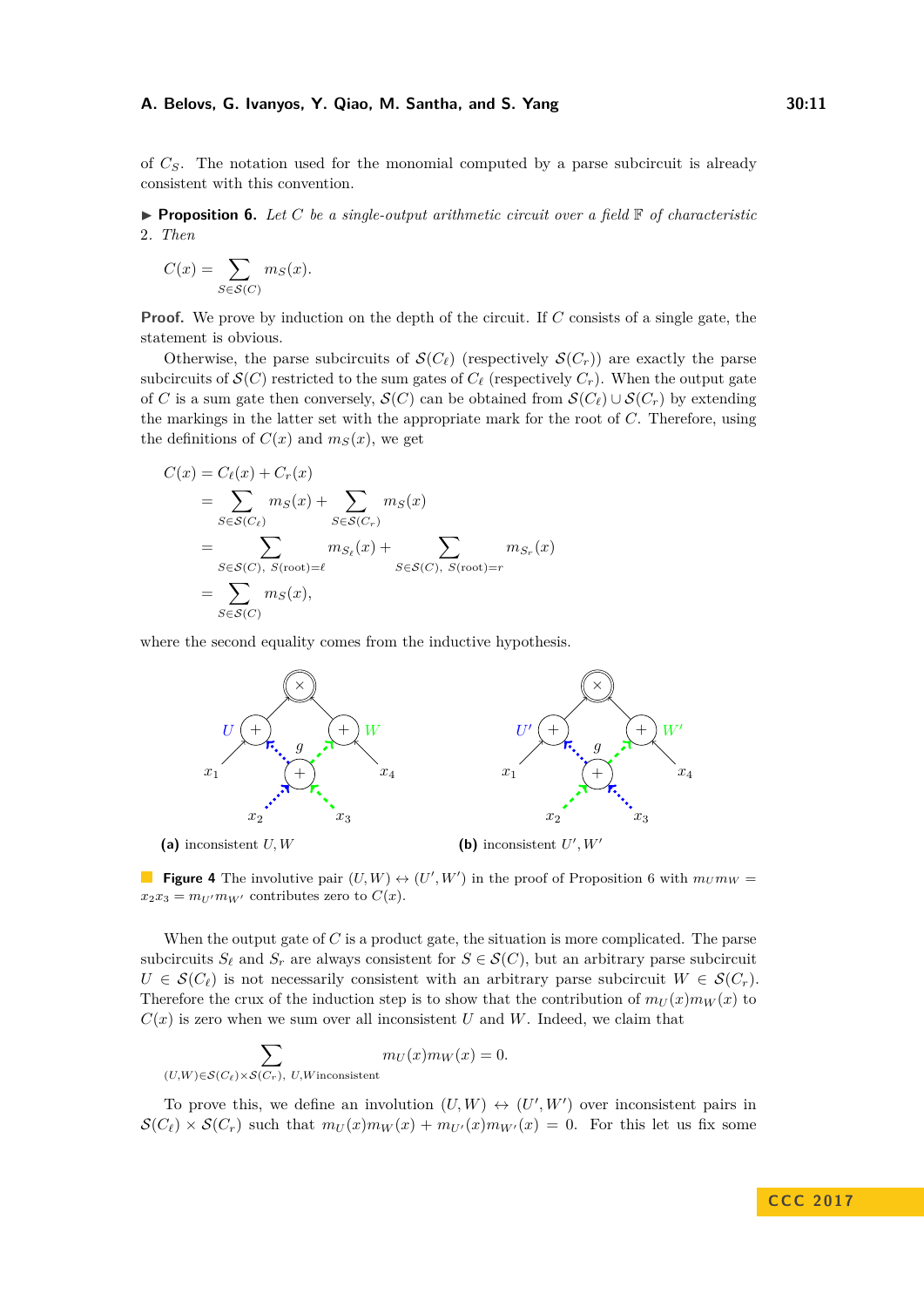of $C_S$. The notation used for the monomial computed by a parse subcircuit is already consistent with this convention.

▶ **Proposition 6.** *Let $C$ be a single-output arithmetic circuit over a field $\mathbb{F}$ of characteristic 2. Then*

$$C(x) = \sum_{S \in \mathcal{S}(C)} m_S(x).$$

**Proof.** We prove by induction on the depth of the circuit. If $C$ consists of a single gate, the statement is obvious.

Otherwise, the parse subcircuits of $\mathcal{S}(C_\ell)$ (respectively $\mathcal{S}(C_r)$) are exactly the parse subcircuits of $\mathcal{S}(C)$ restricted to the sum gates of $C_\ell$ (respectively $C_r$). When the output gate of $C$ is a sum gate then conversely, $\mathcal{S}(C)$ can be obtained from $\mathcal{S}(C_\ell) \cup \mathcal{S}(C_r)$ by extending the markings in the latter set with the appropriate mark for the root of $C$. Therefore, using the definitions of $C(x)$ and $m_S(x)$, we get

$$\begin{aligned}
C(x) &= C_\ell(x) + C_r(x) \\
&= \sum_{S \in \mathcal{S}(C_\ell)} m_S(x) + \sum_{S \in \mathcal{S}(C_r)} m_S(x) \\
&= \sum_{S \in \mathcal{S}(C),\ S(\text{root}) = \ell} m_{S_\ell}(x) + \sum_{S \in \mathcal{S}(C),\ S(\text{root}) = r} m_{S_r}(x) \\
&= \sum_{S \in \mathcal{S}(C)} m_S(x),
\end{aligned}$$

where the second equality comes from the inductive hypothesis.

(a) inconsistent $U, W$ (b) inconsistent $U', W'$

**Figure 4** The involutive pair $(U, W) \leftrightarrow (U', W')$ in the proof of Proposition 6 with $m_U m_W = x_2 x_3 = m_{U'} m_{W'}$ contributes zero to $C(x)$.

When the output gate of $C$ is a product gate, the situation is more complicated. The parse subcircuits $S_\ell$ and $S_r$ are always consistent for $S \in \mathcal{S}(C)$, but an arbitrary parse subcircuit $U \in \mathcal{S}(C_\ell)$ is not necessarily consistent with an arbitrary parse subcircuit $W \in \mathcal{S}(C_r)$. Therefore the crux of the induction step is to show that the contribution of $m_U(x) m_W(x)$ to $C(x)$ is zero when we sum over all inconsistent $U$ and $W$. Indeed, we claim that

$$\sum_{(U,W) \in \mathcal{S}(C_\ell) \times \mathcal{S}(C_r),\ U, W \text{inconsistent}} m_U(x) m_W(x) = 0.$$

To prove this, we define an involution $(U, W) \leftrightarrow (U', W')$ over inconsistent pairs in $\mathcal{S}(C_\ell) \times \mathcal{S}(C_r)$ such that $m_U(x) m_W(x) + m_{U'}(x) m_{W'}(x) = 0$. For this let us fix some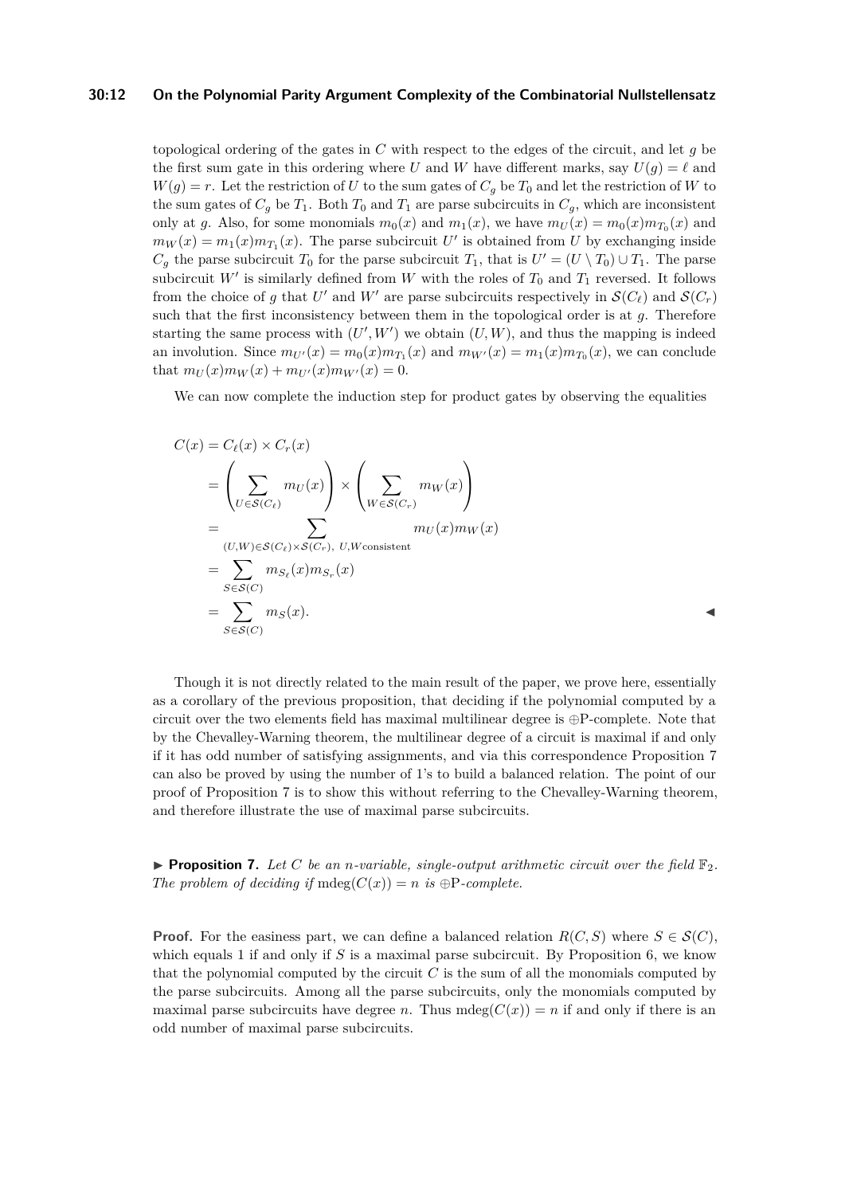topological ordering of the gates in $C$ with respect to the edges of the circuit, and let $g$ be the first sum gate in this ordering where $U$ and $W$ have different marks, say $U(g) = \ell$ and $W(g) = r$. Let the restriction of $U$ to the sum gates of $C_g$ be $T_0$ and let the restriction of $W$ to the sum gates of $C_g$ be $T_1$. Both $T_0$ and $T_1$ are parse subcircuits in $C_g$, which are inconsistent only at $g$. Also, for some monomials $m_0(x)$ and $m_1(x)$, we have $m_U(x) = m_0(x)m_{T_0}(x)$ and $m_W(x) = m_1(x)m_{T_1}(x)$. The parse subcircuit $U'$ is obtained from $U$ by exchanging inside $C_g$ the parse subcircuit $T_0$ for the parse subcircuit $T_1$, that is $U' = (U \setminus T_0) \cup T_1$. The parse subcircuit $W'$ is similarly defined from $W$ with the roles of $T_0$ and $T_1$ reversed. It follows from the choice of $g$ that $U'$ and $W'$ are parse subcircuits respectively in $\mathcal{S}(C_\ell)$ and $\mathcal{S}(C_r)$ such that the first inconsistency between them in the topological order is at $g$. Therefore starting the same process with $(U', W')$ we obtain $(U, W)$, and thus the mapping is indeed an involution. Since $m_{U'}(x) = m_0(x)m_{T_1}(x)$ and $m_{W'}(x) = m_1(x)m_{T_0}(x)$, we can conclude that $m_U(x)m_W(x) + m_{U'}(x)m_{W'}(x) = 0$.

We can now complete the induction step for product gates by observing the equalities

$$
\begin{aligned}
C(x) &= C_\ell(x) \times C_r(x) \\
&= \left( \sum_{U \in \mathcal{S}(C_\ell)} m_U(x) \right) \times \left( \sum_{W \in \mathcal{S}(C_r)} m_W(x) \right) \\
&= \sum_{(U,W) \in \mathcal{S}(C_\ell) \times \mathcal{S}(C_r),\ U,W \text{consistent}} m_U(x)m_W(x) \\
&= \sum_{S \in \mathcal{S}(C)} m_{S_\ell}(x)m_{S_r}(x) \\
&= \sum_{S \in \mathcal{S}(C)} m_S(x).
\end{aligned}
$$
◀

Though it is not directly related to the main result of the paper, we prove here, essentially as a corollary of the previous proposition, that deciding if the polynomial computed by a circuit over the two elements field has maximal multilinear degree is $\oplus$P-complete. Note that by the Chevalley-Warning theorem, the multilinear degree of a circuit is maximal if and only if it has odd number of satisfying assignments, and via this correspondence Proposition 7 can also be proved by using the number of 1's to build a balanced relation. The point of our proof of Proposition 7 is to show this without referring to the Chevalley-Warning theorem, and therefore illustrate the use of maximal parse subcircuits.

▶ **Proposition 7.** *Let $C$ be an $n$-variable, single-output arithmetic circuit over the field $\mathbb{F}_2$. The problem of deciding if $\text{mdeg}(C(x)) = n$ is $\oplus$P-complete.*

**Proof.** For the easiness part, we can define a balanced relation $R(C, S)$ where $S \in \mathcal{S}(C)$, which equals 1 if and only if $S$ is a maximal parse subcircuit. By Proposition 6, we know that the polynomial computed by the circuit $C$ is the sum of all the monomials computed by the parse subcircuits. Among all the parse subcircuits, only the monomials computed by maximal parse subcircuits have degree $n$. Thus $\text{mdeg}(C(x)) = n$ if and only if there is an odd number of maximal parse subcircuits.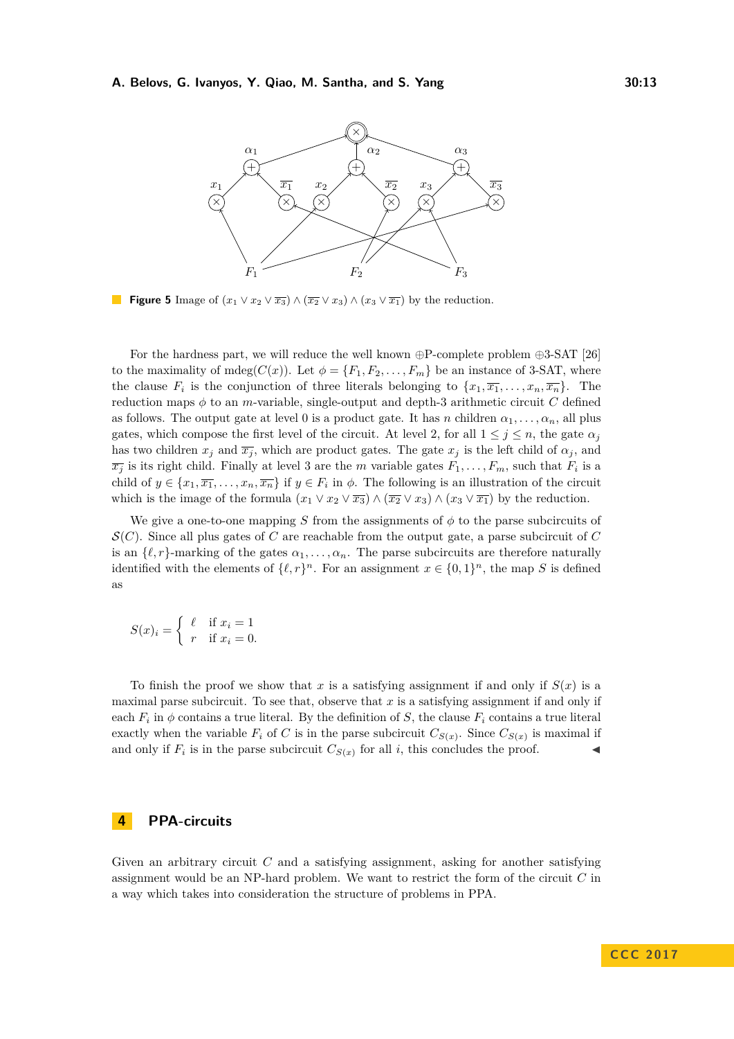**Figure 5** Image of $(x_1 \vee x_2 \vee \overline{x_3}) \wedge (\overline{x_2} \vee x_3) \wedge (x_3 \vee \overline{x_1})$ by the reduction.

For the hardness part, we will reduce the well known $\oplus$P-complete problem $\oplus$3-SAT [26] to the maximality of mdeg($C(x)$). Let $\phi = \{F_1, F_2, \ldots, F_m\}$ be an instance of 3-SAT, where the clause $F_i$ is the conjunction of three literals belonging to $\{x_1, \overline{x_1}, \ldots, x_n, \overline{x_n}\}$. The reduction maps $\phi$ to an $m$-variable, single-output and depth-3 arithmetic circuit $C$ defined as follows. The output gate at level 0 is a product gate. It has $n$ children $\alpha_1, \ldots, \alpha_n$, all plus gates, which compose the first level of the circuit. At level 2, for all $1 \leq j \leq n$, the gate $\alpha_j$ has two children $x_j$ and $\overline{x_j}$, which are product gates. The gate $x_j$ is the left child of $\alpha_j$, and $\overline{x_j}$ is its right child. Finally at level 3 are the $m$ variable gates $F_1, \ldots, F_m$, such that $F_i$ is a child of $y \in \{x_1, \overline{x_1}, \ldots, x_n, \overline{x_n}\}$ if $y \in F_i$ in $\phi$. The following is an illustration of the circuit which is the image of the formula $(x_1 \vee x_2 \vee \overline{x_3}) \wedge (\overline{x_2} \vee x_3) \wedge (x_3 \vee \overline{x_1})$ by the reduction.

We give a one-to-one mapping $S$ from the assignments of $\phi$ to the parse subcircuits of $\mathcal{S}(C)$. Since all plus gates of $C$ are reachable from the output gate, a parse subcircuit of $C$ is an $\{\ell, r\}$-marking of the gates $\alpha_1, \ldots, \alpha_n$. The parse subcircuits are therefore naturally identified with the elements of $\{\ell, r\}^n$. For an assignment $x \in \{0,1\}^n$, the map $S$ is defined as

$$S(x)_i = \begin{cases} \ell & \text{if } x_i = 1 \\ r & \text{if } x_i = 0. \end{cases}$$

To finish the proof we show that $x$ is a satisfying assignment if and only if $S(x)$ is a maximal parse subcircuit. To see that, observe that $x$ is a satisfying assignment if and only if each $F_i$ in $\phi$ contains a true literal. By the definition of $S$, the clause $F_i$ contains a true literal exactly when the variable $F_i$ of $C$ is in the parse subcircuit $C_{S(x)}$. Since $C_{S(x)}$ is maximal if and only if $F_i$ is in the parse subcircuit $C_{S(x)}$ for all $i$, this concludes the proof. ◀

## 4 PPA-circuits

Given an arbitrary circuit $C$ and a satisfying assignment, asking for another satisfying assignment would be an NP-hard problem. We want to restrict the form of the circuit $C$ in a way which takes into consideration the structure of problems in PPA.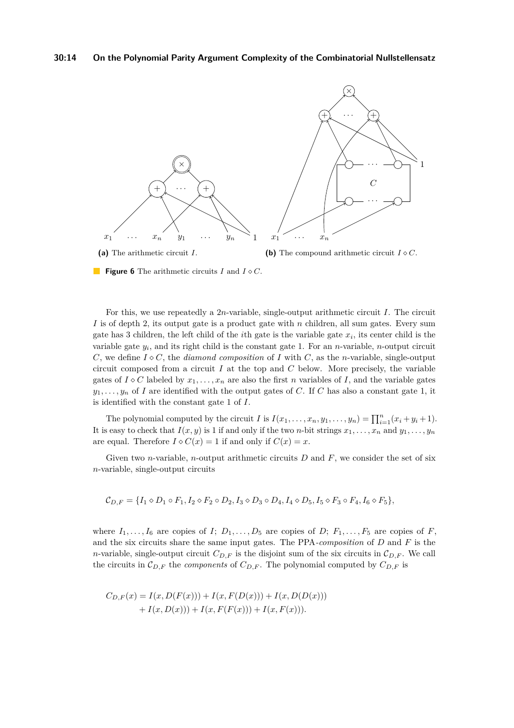**(a)** The arithmetic circuit $I$.

**(b)** The compound arithmetic circuit $I \diamond C$.

**Figure 6** The arithmetic circuits $I$ and $I \diamond C$.

For this, we use repeatedly a $2n$-variable, single-output arithmetic circuit $I$. The circuit $I$ is of depth 2, its output gate is a product gate with $n$ children, all sum gates. Every sum gate has 3 children, the left child of the $i$th gate is the variable gate $x_i$, its center child is the variable gate $y_i$, and its right child is the constant gate 1. For an $n$-variable, $n$-output circuit $C$, we define $I \diamond C$, the *diamond composition* of $I$ with $C$, as the $n$-variable, single-output circuit composed from a circuit $I$ at the top and $C$ below. More precisely, the variable gates of $I \diamond C$ labeled by $x_1, \ldots, x_n$ are also the first $n$ variables of $I$, and the variable gates $y_1, \ldots, y_n$ of $I$ are identified with the output gates of $C$. If $C$ has also a constant gate 1, it is identified with the constant gate 1 of $I$.

The polynomial computed by the circuit $I$ is $I(x_1, \ldots, x_n, y_1, \ldots, y_n) = \prod_{i=1}^{n}(x_i + y_i + 1)$. It is easy to check that $I(x, y)$ is 1 if and only if the two $n$-bit strings $x_1, \ldots, x_n$ and $y_1, \ldots, y_n$ are equal. Therefore $I \diamond C(x) = 1$ if and only if $C(x) = x$.

Given two $n$-variable, $n$-output arithmetic circuits $D$ and $F$, we consider the set of six $n$-variable, single-output circuits

$$\mathcal{C}_{D,F} = \{I_1 \diamond D_1 \circ F_1, I_2 \diamond F_2 \circ D_2, I_3 \diamond D_3 \circ D_4, I_4 \diamond D_5, I_5 \diamond F_3 \circ F_4, I_6 \diamond F_5\},$$

where $I_1, \ldots, I_6$ are copies of $I$; $D_1, \ldots, D_5$ are copies of $D$; $F_1, \ldots, F_5$ are copies of $F$, and the six circuits share the same input gates. The PPA-*composition* of $D$ and $F$ is the $n$-variable, single-output circuit $C_{D,F}$ is the disjoint sum of the six circuits in $\mathcal{C}_{D,F}$. We call the circuits in $\mathcal{C}_{D,F}$ the *components* of $C_{D,F}$. The polynomial computed by $C_{D,F}$ is

$$\begin{aligned}
C_{D,F}(x) = I(x, D(F(x))) + I(x, F(D(x))) + I(x, D(D(x))) \\
+ I(x, D(x))) + I(x, F(F(x))) + I(x, F(x))).
\end{aligned}$$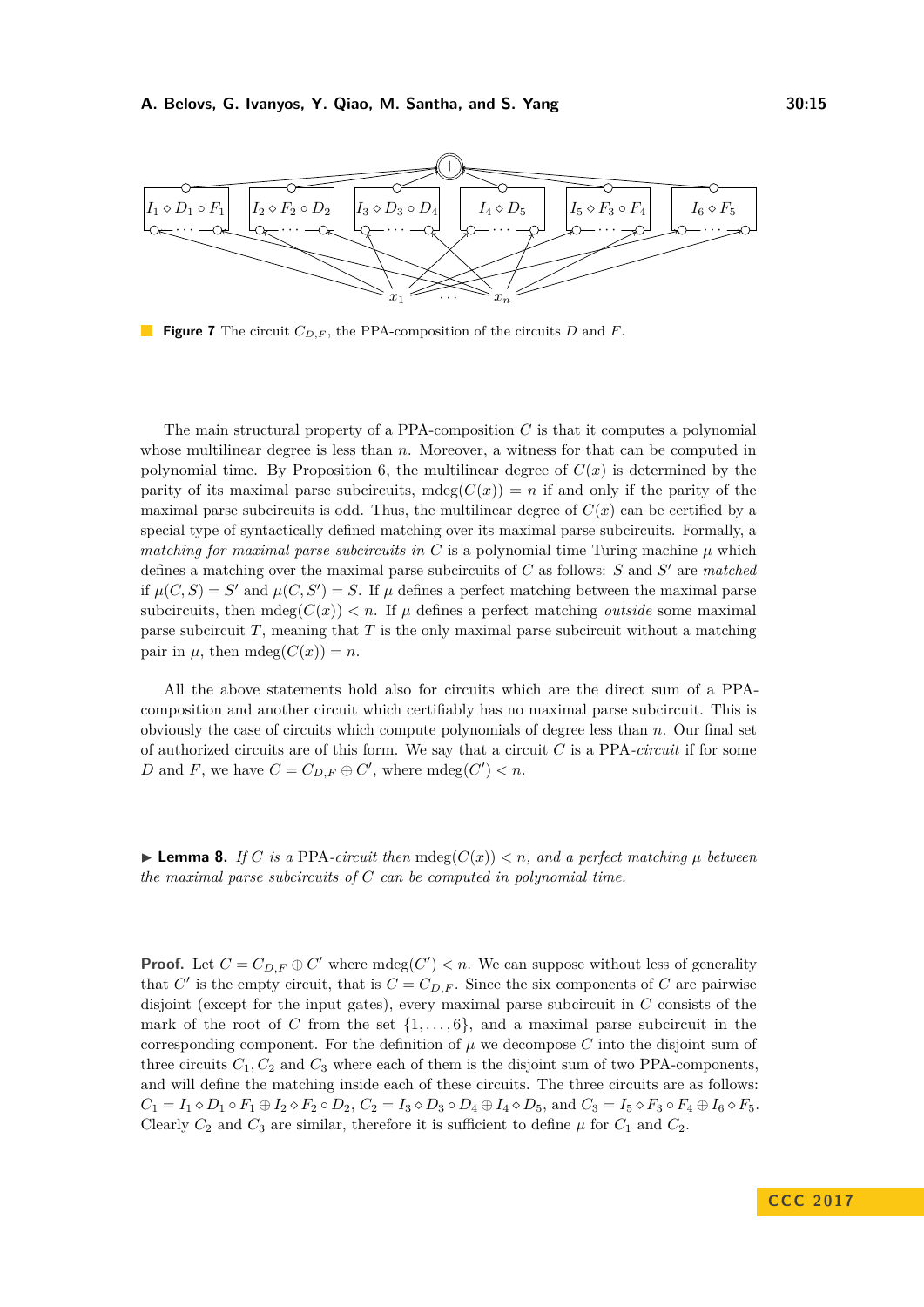**Figure 7** The circuit $C_{D,F}$, the PPA-composition of the circuits $D$ and $F$.

The main structural property of a PPA-composition $C$ is that it computes a polynomial whose multilinear degree is less than $n$. Moreover, a witness for that can be computed in polynomial time. By Proposition 6, the multilinear degree of $C(x)$ is determined by the parity of its maximal parse subcircuits, $\text{mdeg}(C(x)) = n$ if and only if the parity of the maximal parse subcircuits is odd. Thus, the multilinear degree of $C(x)$ can be certified by a special type of syntactically defined matching over its maximal parse subcircuits. Formally, a *matching for maximal parse subcircuits in* $C$ is a polynomial time Turing machine $\mu$ which defines a matching over the maximal parse subcircuits of $C$ as follows: $S$ and $S'$ are *matched* if $\mu(C, S) = S'$ and $\mu(C, S') = S$. If $\mu$ defines a perfect matching between the maximal parse subcircuits, then $\text{mdeg}(C(x)) < n$. If $\mu$ defines a perfect matching *outside* some maximal parse subcircuit $T$, meaning that $T$ is the only maximal parse subcircuit without a matching pair in $\mu$, then $\text{mdeg}(C(x)) = n$.

All the above statements hold also for circuits which are the direct sum of a PPA-composition and another circuit which certifiably has no maximal parse subcircuit. This is obviously the case of circuits which compute polynomials of degree less than $n$. Our final set of authorized circuits are of this form. We say that a circuit $C$ is a PPA-*circuit* if for some $D$ and $F$, we have $C = C_{D,F} \oplus C'$, where $\text{mdeg}(C') < n$.

▶ **Lemma 8.** *If $C$ is a* PPA*-circuit then $\text{mdeg}(C(x)) < n$, and a perfect matching $\mu$ between the maximal parse subcircuits of $C$ can be computed in polynomial time.*

**Proof.** Let $C = C_{D,F} \oplus C'$ where $\text{mdeg}(C') < n$. We can suppose without less of generality that $C'$ is the empty circuit, that is $C = C_{D,F}$. Since the six components of $C$ are pairwise disjoint (except for the input gates), every maximal parse subcircuit in $C$ consists of the mark of the root of $C$ from the set $\{1, \ldots, 6\}$, and a maximal parse subcircuit in the corresponding component. For the definition of $\mu$ we decompose $C$ into the disjoint sum of three circuits $C_1, C_2$ and $C_3$ where each of them is the disjoint sum of two PPA-components, and will define the matching inside each of these circuits. The three circuits are as follows: $C_1 = I_1 \diamond D_1 \circ F_1 \oplus I_2 \diamond F_2 \circ D_2$, $C_2 = I_3 \diamond D_3 \circ D_4 \oplus I_4 \diamond D_5$, and $C_3 = I_5 \diamond F_3 \circ F_4 \oplus I_6 \diamond F_5$. Clearly $C_2$ and $C_3$ are similar, therefore it is sufficient to define $\mu$ for $C_1$ and $C_2$.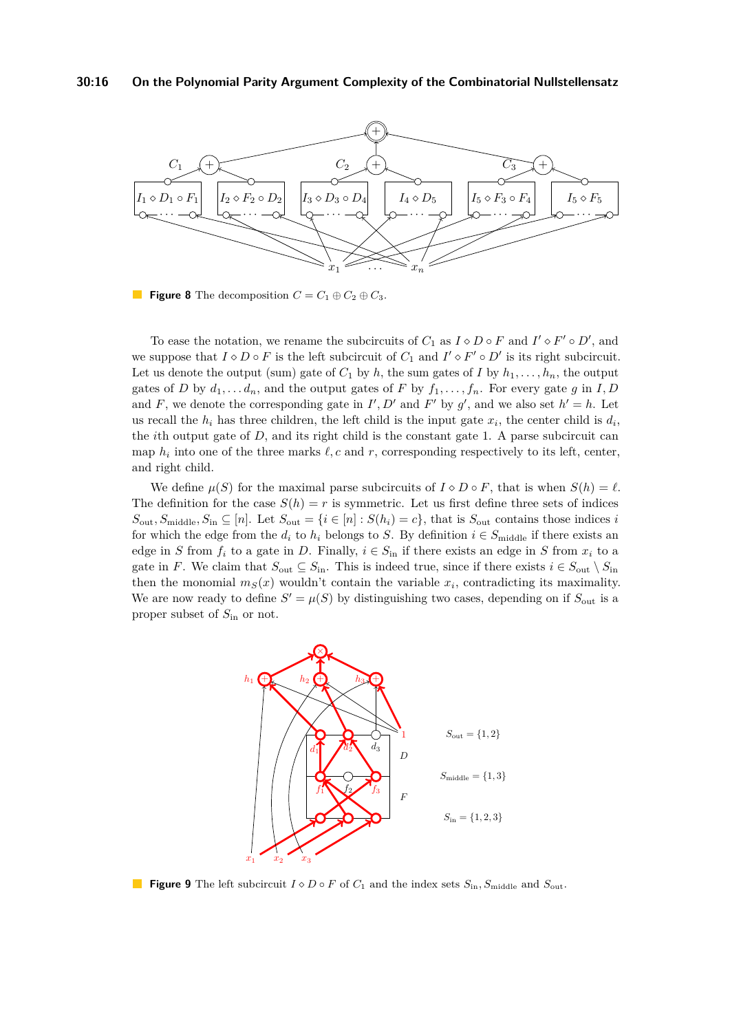**Figure 8** The decomposition $C = C_1 \oplus C_2 \oplus C_3$.

To ease the notation, we rename the subcircuits of $C_1$ as $I \diamond D \circ F$ and $I' \diamond F' \circ D'$, and we suppose that $I \diamond D \circ F$ is the left subcircuit of $C_1$ and $I' \diamond F' \circ D'$ is its right subcircuit. Let us denote the output (sum) gate of $C_1$ by $h$, the sum gates of $I$ by $h_1, \ldots, h_n$, the output gates of $D$ by $d_1, \ldots d_n$, and the output gates of $F$ by $f_1, \ldots, f_n$. For every gate $g$ in $I, D$ and $F$, we denote the corresponding gate in $I', D'$ and $F'$ by $g'$, and we also set $h' = h$. Let us recall the $h_i$ has three children, the left child is the input gate $x_i$, the center child is $d_i$, the $i$th output gate of $D$, and its right child is the constant gate 1. A parse subcircuit can map $h_i$ into one of the three marks $\ell, c$ and $r$, corresponding respectively to its left, center, and right child.

We define $\mu(S)$ for the maximal parse subcircuits of $I \diamond D \circ F$, that is when $S(h) = \ell$. The definition for the case $S(h) = r$ is symmetric. Let us first define three sets of indices $S_{\text{out}}, S_{\text{middle}}, S_{\text{in}} \subseteq [n]$. Let $S_{\text{out}} = \{i \in [n] : S(h_i) = c\}$, that is $S_{\text{out}}$ contains those indices $i$ for which the edge from the $d_i$ to $h_i$ belongs to $S$. By definition $i \in S_{\text{middle}}$ if there exists an edge in $S$ from $f_i$ to a gate in $D$. Finally, $i \in S_{\text{in}}$ if there exists an edge in $S$ from $x_i$ to a gate in $F$. We claim that $S_{\text{out}} \subseteq S_{\text{in}}$. This is indeed true, since if there exists $i \in S_{\text{out}} \setminus S_{\text{in}}$ then the monomial $m_S(x)$ wouldn't contain the variable $x_i$, contradicting its maximality. We are now ready to define $S' = \mu(S)$ by distinguishing two cases, depending on if $S_{\text{out}}$ is a proper subset of $S_{\text{in}}$ or not.

**Figure 9** The left subcircuit $I \diamond D \circ F$ of $C_1$ and the index sets $S_{\text{in}}, S_{\text{middle}}$ and $S_{\text{out}}$.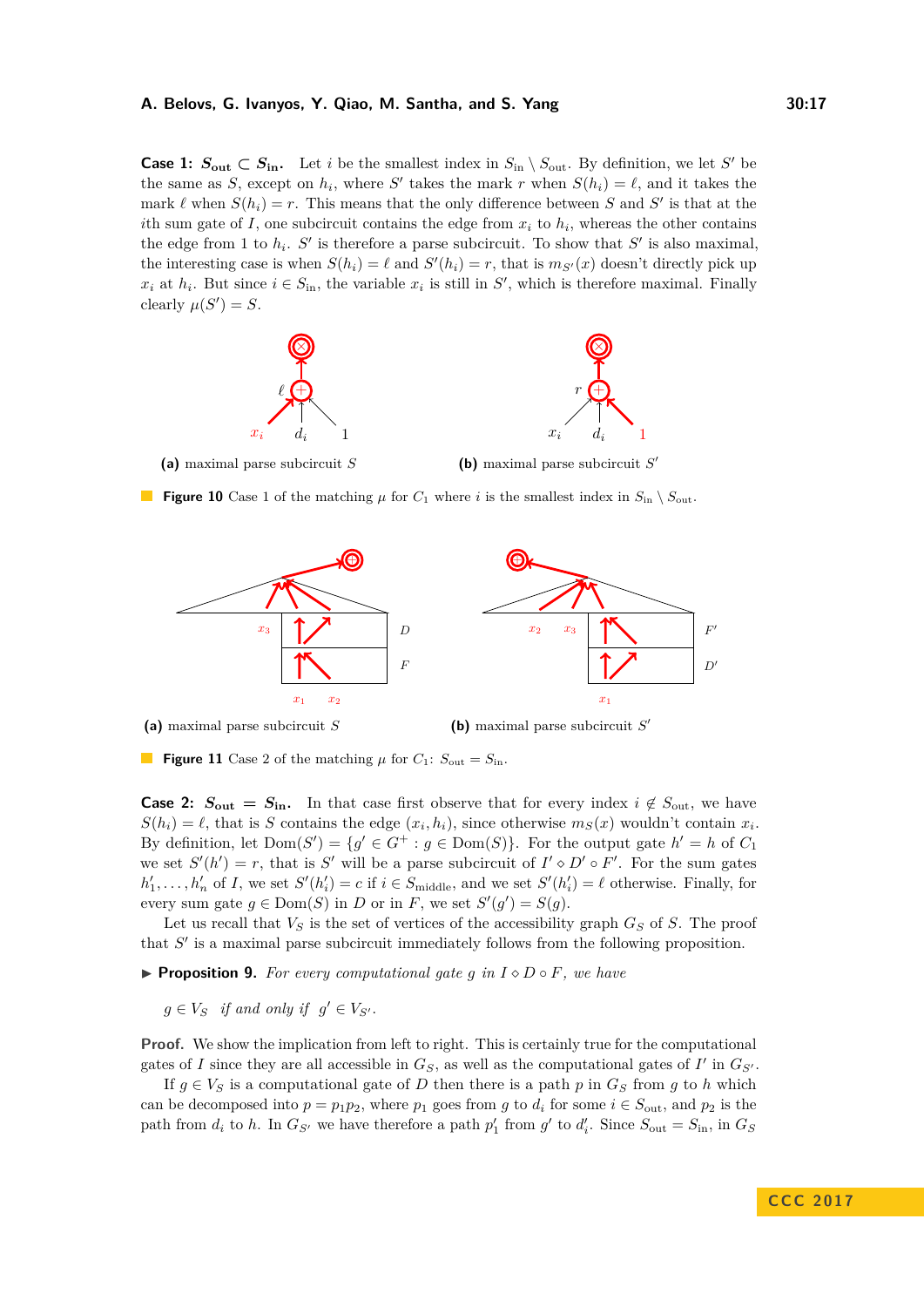**Case 1: $S_{\text{out}} \subset S_{\text{in}}$.** Let $i$ be the smallest index in $S_{\text{in}} \setminus S_{\text{out}}$. By definition, we let $S'$ be the same as $S$, except on $h_i$, where $S'$ takes the mark $r$ when $S(h_i) = \ell$, and it takes the mark $\ell$ when $S(h_i) = r$. This means that the only difference between $S$ and $S'$ is that at the $i$th sum gate of $I$, one subcircuit contains the edge from $x_i$ to $h_i$, whereas the other contains the edge from 1 to $h_i$. $S'$ is therefore a parse subcircuit. To show that $S'$ is also maximal, the interesting case is when $S(h_i) = \ell$ and $S'(h_i) = r$, that is $m_{S'}(x)$ doesn't directly pick up $x_i$ at $h_i$. But since $i \in S_{\text{in}}$, the variable $x_i$ is still in $S'$, which is therefore maximal. Finally clearly $\mu(S') = S$.

**(a)** maximal parse subcircuit $S$ **(b)** maximal parse subcircuit $S'$

**Figure 10** Case 1 of the matching $\mu$ for $C_1$ where $i$ is the smallest index in $S_{\text{in}} \setminus S_{\text{out}}$.

**(a)** maximal parse subcircuit $S$ **(b)** maximal parse subcircuit $S'$

**Figure 11** Case 2 of the matching $\mu$ for $C_1$: $S_{\text{out}} = S_{\text{in}}$.

**Case 2: $S_{\text{out}} = S_{\text{in}}$.** In that case first observe that for every index $i \notin S_{\text{out}}$, we have $S(h_i) = \ell$, that is $S$ contains the edge $(x_i, h_i)$, since otherwise $m_S(x)$ wouldn't contain $x_i$. By definition, let $\text{Dom}(S') = \{g' \in G^+ : g \in \text{Dom}(S)\}$. For the output gate $h' = h$ of $C_1$ we set $S'(h') = r$, that is $S'$ will be a parse subcircuit of $I' \diamond D' \circ F'$. For the sum gates $h'_1, \ldots, h'_n$ of $I$, we set $S'(h'_i) = c$ if $i \in S_{\text{middle}}$, and we set $S'(h'_i) = \ell$ otherwise. Finally, for every sum gate $g \in \text{Dom}(S)$ in $D$ or in $F$, we set $S'(g') = S(g)$.

Let us recall that $V_S$ is the set of vertices of the accessibility graph $G_S$ of $S$. The proof that $S'$ is a maximal parse subcircuit immediately follows from the following proposition.

▶ **Proposition 9.** *For every computational gate $g$ in $I \diamond D \circ F$, we have*

$$g \in V_S \quad \textit{if and only if} \quad g' \in V_{S'}.$$

**Proof.** We show the implication from left to right. This is certainly true for the computational gates of $I$ since they are all accessible in $G_S$, as well as the computational gates of $I'$ in $G_{S'}$.

If $g \in V_S$ is a computational gate of $D$ then there is a path $p$ in $G_S$ from $g$ to $h$ which can be decomposed into $p = p_1 p_2$, where $p_1$ goes from $g$ to $d_i$ for some $i \in S_{\text{out}}$, and $p_2$ is the path from $d_i$ to $h$. In $G_{S'}$ we have therefore a path $p'_1$ from $g'$ to $d'_i$. Since $S_{\text{out}} = S_{\text{in}}$, in $G_S$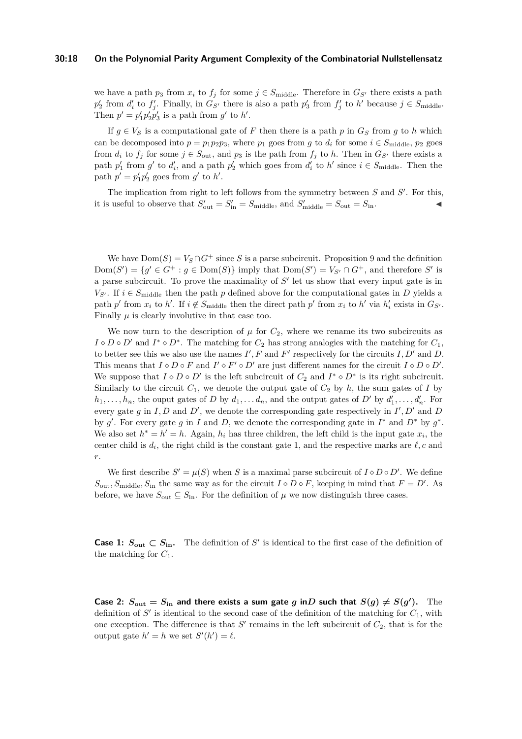we have a path $p_3$ from $x_i$ to $f_j$ for some $j \in S_{\text{middle}}$. Therefore in $G_{S'}$ there exists a path $p_2'$ from $d_i'$ to $f_j'$. Finally, in $G_{S'}$ there is also a path $p_3'$ from $f_j'$ to $h'$ because $j \in S_{\text{middle}}$. Then $p' = p_1'p_2'p_3'$ is a path from $g'$ to $h'$.

If $g \in V_S$ is a computational gate of $F$ then there is a path $p$ in $G_S$ from $g$ to $h$ which can be decomposed into $p = p_1p_2p_3$, where $p_1$ goes from $g$ to $d_i$ for some $i \in S_{\text{middle}}$, $p_2$ goes from $d_i$ to $f_j$ for some $j \in S_{\text{out}}$, and $p_3$ is the path from $f_j$ to $h$. Then in $G_{S'}$ there exists a path $p_1'$ from $g'$ to $d_i'$, and a path $p_2'$ which goes from $d_i'$ to $h'$ since $i \in S_{\text{middle}}$. Then the path $p' = p_1'p_2'$ goes from $g'$ to $h'$.

The implication from right to left follows from the symmetry between $S$ and $S'$. For this, it is useful to observe that $S'_{\text{out}} = S'_{\text{in}} = S_{\text{middle}}$, and $S'_{\text{middle}} = S_{\text{out}} = S_{\text{in}}$. ◀

We have $\text{Dom}(S) = V_S \cap G^+$ since $S$ is a parse subcircuit. Proposition 9 and the definition $\text{Dom}(S') = \{g' \in G^+ : g \in \text{Dom}(S)\}$ imply that $\text{Dom}(S') = V_{S'} \cap G^+$, and therefore $S'$ is a parse subcircuit. To prove the maximality of $S'$ let us show that every input gate is in $V_{S'}$. If $i \in S_{\text{middle}}$ then the path $p$ defined above for the computational gates in $D$ yields a path $p'$ from $x_i$ to $h'$. If $i \notin S_{\text{middle}}$ then the direct path $p'$ from $x_i$ to $h'$ via $h_i'$ exists in $G_{S'}$. Finally $\mu$ is clearly involutive in that case too.

We now turn to the description of $\mu$ for $C_2$, where we rename its two subcircuits as $I \diamond D \circ D'$ and $I^* \diamond D^*$. The matching for $C_2$ has strong analogies with the matching for $C_1$, to better see this we also use the names $I', F$ and $F'$ respectively for the circuits $I, D'$ and $D$. This means that $I \diamond D \circ F$ and $I' \diamond F' \circ D'$ are just different names for the circuit $I \diamond D \circ D'$. We suppose that $I \diamond D \circ D'$ is the left subcircuit of $C_2$ and $I^* \diamond D^*$ is its right subcircuit. Similarly to the circuit $C_1$, we denote the output gate of $C_2$ by $h$, the sum gates of $I$ by $h_1, \ldots, h_n$, the ouput gates of $D$ by $d_1, \ldots d_n$, and the output gates of $D'$ by $d_1', \ldots, d_n'$. For every gate $g$ in $I, D$ and $D'$, we denote the corresponding gate respectively in $I', D'$ and $D$ by $g'$. For every gate $g$ in $I$ and $D$, we denote the corresponding gate in $I^*$ and $D^*$ by $g^*$. We also set $h^* = h' = h$. Again, $h_i$ has three children, the left child is the input gate $x_i$, the center child is $d_i$, the right child is the constant gate 1, and the respective marks are $\ell, c$ and $r$.

We first describe $S' = \mu(S)$ when $S$ is a maximal parse subcircuit of $I \diamond D \circ D'$. We define $S_{\text{out}}, S_{\text{middle}}, S_{\text{in}}$ the same way as for the circuit $I \diamond D \circ F$, keeping in mind that $F = D'$. As before, we have $S_{\text{out}} \subseteq S_{\text{in}}$. For the definition of $\mu$ we now distinguish three cases.

**Case 1: $S_{\text{out}} \subset S_{\text{in}}$.** The definition of $S'$ is identical to the first case of the definition of the matching for $C_1$.

**Case 2: $S_{\text{out}} = S_{\text{in}}$ and there exists a sum gate $g$ in $D$ such that $S(g) \neq S(g')$.** The definition of $S'$ is identical to the second case of the definition of the matching for $C_1$, with one exception. The difference is that $S'$ remains in the left subcircuit of $C_2$, that is for the output gate $h' = h$ we set $S'(h') = \ell$.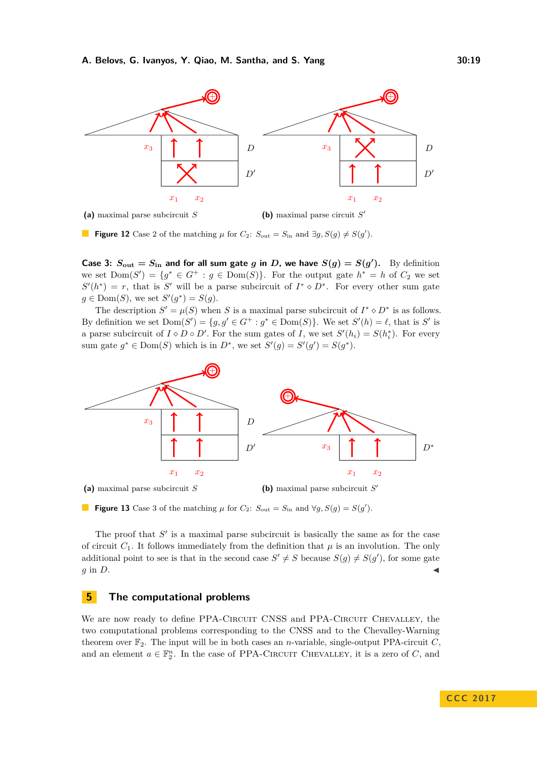(a) maximal parse subcircuit $S$

(b) maximal parse circuit $S'$

**Figure 12** Case 2 of the matching $\mu$ for $C_2$: $S_{\text{out}} = S_{\text{in}}$ and $\exists g, S(g) \neq S(g')$.

**Case 3: $S_{\text{out}} = S_{\text{in}}$ and for all sum gate $g$ in $D$, we have $S(g) = S(g')$.** By definition we set $\text{Dom}(S') = \{g^* \in G^+ : g \in \text{Dom}(S)\}$. For the output gate $h^* = h$ of $C_2$ we set $S'(h^*) = r$, that is $S'$ will be a parse subcircuit of $I^* \diamond D^*$. For every other sum gate $g \in \text{Dom}(S)$, we set $S'(g^*) = S(g)$.

The description $S' = \mu(S)$ when $S$ is a maximal parse subcircuit of $I^* \diamond D^*$ is as follows. By definition we set $\text{Dom}(S') = \{g, g' \in G^+ : g^* \in \text{Dom}(S)\}$. We set $S'(h) = \ell$, that is $S'$ is a parse subcircuit of $I \diamond D \circ D'$. For the sum gates of $I$, we set $S'(h_i) = S(h_i^*)$. For every sum gate $g^* \in \text{Dom}(S)$ which is in $D^*$, we set $S'(g) = S'(g') = S(g^*)$.

(a) maximal parse subcircuit $S$

(b) maximal parse subcircuit $S'$

**Figure 13** Case 3 of the matching $\mu$ for $C_2$: $S_{\text{out}} = S_{\text{in}}$ and $\forall g, S(g) = S(g')$.

The proof that $S'$ is a maximal parse subcircuit is basically the same as for the case of circuit $C_1$. It follows immediately from the definition that $\mu$ is an involution. The only additional point to see is that in the second case $S' \neq S$ because $S(g) \neq S(g')$, for some gate $g$ in $D$. ◀

## 5 The computational problems

We are now ready to define PPA-Circuit CNSS and PPA-Circuit Chevalley, the two computational problems corresponding to the CNSS and to the Chevalley-Warning theorem over $\mathbb{F}_2$. The input will be in both cases an $n$-variable, single-output PPA-circuit $C$, and an element $a \in \mathbb{F}_2^n$. In the case of PPA-Circuit Chevalley, it is a zero of $C$, and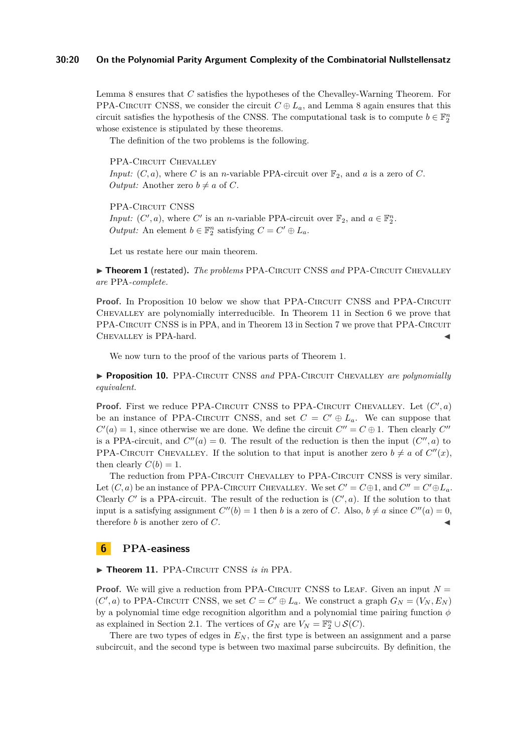Lemma 8 ensures that $C$ satisfies the hypotheses of the Chevalley-Warning Theorem. For PPA-Circuit CNSS, we consider the circuit $C \oplus L_a$, and Lemma 8 again ensures that this circuit satisfies the hypothesis of the CNSS. The computational task is to compute $b \in \mathbb{F}_2^n$ whose existence is stipulated by these theorems.

The definition of the two problems is the following.

PPA-Circuit Chevalley
*Input:* $(C, a)$, where $C$ is an $n$-variable PPA-circuit over $\mathbb{F}_2$, and $a$ is a zero of $C$.
*Output:* Another zero $b \neq a$ of $C$.

PPA-Circuit CNSS
*Input:* $(C', a)$, where $C'$ is an $n$-variable PPA-circuit over $\mathbb{F}_2$, and $a \in \mathbb{F}_2^n$.
*Output:* An element $b \in \mathbb{F}_2^n$ satisfying $C = C' \oplus L_a$.

Let us restate here our main theorem.

▶ **Theorem 1** (restated). *The problems* PPA-Circuit CNSS *and* PPA-Circuit Chevalley *are* PPA*-complete.*

**Proof.** In Proposition 10 below we show that PPA-Circuit CNSS and PPA-Circuit Chevalley are polynomially interreducible. In Theorem 11 in Section 6 we prove that PPA-Circuit CNSS is in PPA, and in Theorem 13 in Section 7 we prove that PPA-Circuit Chevalley is PPA-hard. ◀

We now turn to the proof of the various parts of Theorem 1.

▶ **Proposition 10.** PPA-Circuit CNSS *and* PPA-Circuit Chevalley *are polynomially equivalent.*

**Proof.** First we reduce PPA-Circuit CNSS to PPA-Circuit Chevalley. Let $(C', a)$ be an instance of PPA-Circuit CNSS, and set $C = C' \oplus L_a$. We can suppose that $C'(a) = 1$, since otherwise we are done. We define the circuit $C'' = C \oplus 1$. Then clearly $C''$ is a PPA-circuit, and $C''(a) = 0$. The result of the reduction is then the input $(C'', a)$ to PPA-Circuit Chevalley. If the solution to that input is another zero $b \neq a$ of $C''(x)$, then clearly $C(b) = 1$.

The reduction from PPA-Circuit Chevalley to PPA-Circuit CNSS is very similar. Let $(C, a)$ be an instance of PPA-Circuit Chevalley. We set $C' = C \oplus 1$, and $C'' = C' \oplus L_a$. Clearly $C'$ is a PPA-circuit. The result of the reduction is $(C', a)$. If the solution to that input is a satisfying assignment $C''(b) = 1$ then $b$ is a zero of $C$. Also, $b \neq a$ since $C''(a) = 0$, therefore $b$ is another zero of $C$. ◀

## 6 PPA-easiness

▶ **Theorem 11.** PPA-Circuit CNSS *is in* PPA.

**Proof.** We will give a reduction from PPA-Circuit CNSS to Leaf. Given an input $N = (C', a)$ to PPA-Circuit CNSS, we set $C = C' \oplus L_a$. We construct a graph $G_N = (V_N, E_N)$ by a polynomial time edge recognition algorithm and a polynomial time pairing function $\phi$ as explained in Section 2.1. The vertices of $G_N$ are $V_N = \mathbb{F}_2^n \cup \mathcal{S}(C)$.

There are two types of edges in $E_N$, the first type is between an assignment and a parse subcircuit, and the second type is between two maximal parse subcircuits. By definition, the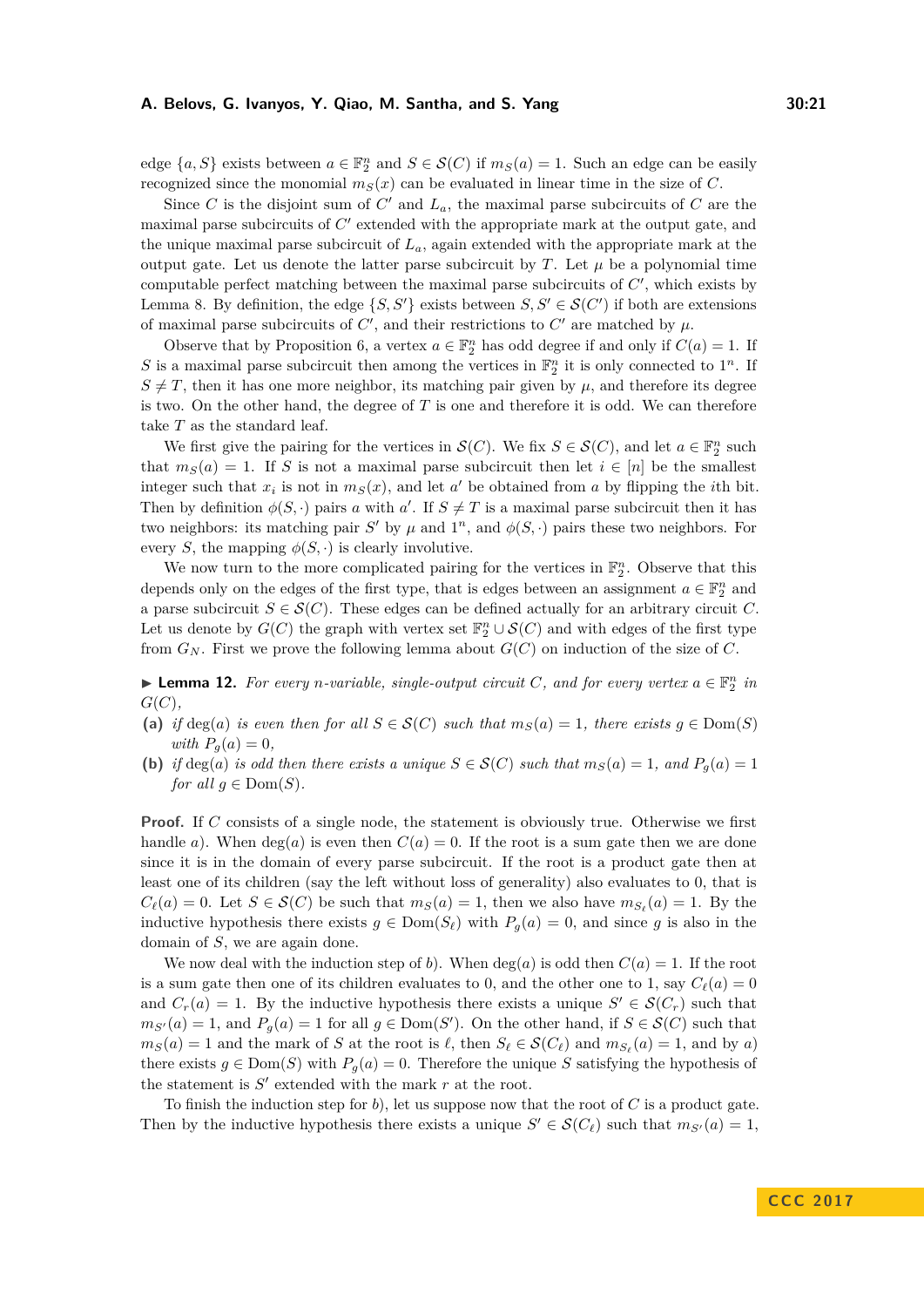edge $\{a, S\}$ exists between $a \in \mathbb{F}_2^n$ and $S \in \mathcal{S}(C)$ if $m_S(a) = 1$. Such an edge can be easily recognized since the monomial $m_S(x)$ can be evaluated in linear time in the size of $C$.

Since $C$ is the disjoint sum of $C'$ and $L_a$, the maximal parse subcircuits of $C$ are the maximal parse subcircuits of $C'$ extended with the appropriate mark at the output gate, and the unique maximal parse subcircuit of $L_a$, again extended with the appropriate mark at the output gate. Let us denote the latter parse subcircuit by $T$. Let $\mu$ be a polynomial time computable perfect matching between the maximal parse subcircuits of $C'$, which exists by Lemma 8. By definition, the edge $\{S, S'\}$ exists between $S, S' \in \mathcal{S}(C')$ if both are extensions of maximal parse subcircuits of $C'$, and their restrictions to $C'$ are matched by $\mu$.

Observe that by Proposition 6, a vertex $a \in \mathbb{F}_2^n$ has odd degree if and only if $C(a) = 1$. If $S$ is a maximal parse subcircuit then among the vertices in $\mathbb{F}_2^n$ it is only connected to $1^n$. If $S \neq T$, then it has one more neighbor, its matching pair given by $\mu$, and therefore its degree is two. On the other hand, the degree of $T$ is one and therefore it is odd. We can therefore take $T$ as the standard leaf.

We first give the pairing for the vertices in $\mathcal{S}(C)$. We fix $S \in \mathcal{S}(C)$, and let $a \in \mathbb{F}_2^n$ such that $m_S(a) = 1$. If $S$ is not a maximal parse subcircuit then let $i \in [n]$ be the smallest integer such that $x_i$ is not in $m_S(x)$, and let $a'$ be obtained from $a$ by flipping the $i$th bit. Then by definition $\phi(S, \cdot)$ pairs $a$ with $a'$. If $S \neq T$ is a maximal parse subcircuit then it has two neighbors: its matching pair $S'$ by $\mu$ and $1^n$, and $\phi(S, \cdot)$ pairs these two neighbors. For every $S$, the mapping $\phi(S, \cdot)$ is clearly involutive.

We now turn to the more complicated pairing for the vertices in $\mathbb{F}_2^n$. Observe that this depends only on the edges of the first type, that is edges between an assignment $a \in \mathbb{F}_2^n$ and a parse subcircuit $S \in \mathcal{S}(C)$. These edges can be defined actually for an arbitrary circuit $C$. Let us denote by $G(C)$ the graph with vertex set $\mathbb{F}_2^n \cup \mathcal{S}(C)$ and with edges of the first type from $G_N$. First we prove the following lemma about $G(C)$ on induction of the size of $C$.

▶ **Lemma 12.** *For every $n$-variable, single-output circuit $C$, and for every vertex $a \in \mathbb{F}_2^n$ in $G(C)$,*

**(a)** *if $\deg(a)$ is even then for all $S \in \mathcal{S}(C)$ such that $m_S(a) = 1$, there exists $g \in \mathrm{Dom}(S)$ with $P_g(a) = 0$,*

**(b)** *if $\deg(a)$ is odd then there exists a unique $S \in \mathcal{S}(C)$ such that $m_S(a) = 1$, and $P_g(a) = 1$ for all $g \in \mathrm{Dom}(S)$.*

**Proof.** If $C$ consists of a single node, the statement is obviously true. Otherwise we first handle *a*). When $\deg(a)$ is even then $C(a) = 0$. If the root is a sum gate then we are done since it is in the domain of every parse subcircuit. If the root is a product gate then at least one of its children (say the left without loss of generality) also evaluates to 0, that is $C_\ell(a) = 0$. Let $S \in \mathcal{S}(C)$ be such that $m_S(a) = 1$, then we also have $m_{S_\ell}(a) = 1$. By the inductive hypothesis there exists $g \in \mathrm{Dom}(S_\ell)$ with $P_g(a) = 0$, and since $g$ is also in the domain of $S$, we are again done.

We now deal with the induction step of *b*). When $\deg(a)$ is odd then $C(a) = 1$. If the root is a sum gate then one of its children evaluates to 0, and the other one to 1, say $C_\ell(a) = 0$ and $C_r(a) = 1$. By the inductive hypothesis there exists a unique $S' \in \mathcal{S}(C_r)$ such that $m_{S'}(a) = 1$, and $P_g(a) = 1$ for all $g \in \mathrm{Dom}(S')$. On the other hand, if $S \in \mathcal{S}(C)$ such that $m_S(a) = 1$ and the mark of $S$ at the root is $\ell$, then $S_\ell \in \mathcal{S}(C_\ell)$ and $m_{S_\ell}(a) = 1$, and by *a*) there exists $g \in \mathrm{Dom}(S)$ with $P_g(a) = 0$. Therefore the unique $S$ satisfying the hypothesis of the statement is $S'$ extended with the mark $r$ at the root.

To finish the induction step for *b*), let us suppose now that the root of $C$ is a product gate. Then by the inductive hypothesis there exists a unique $S' \in \mathcal{S}(C_\ell)$ such that $m_{S'}(a) = 1$,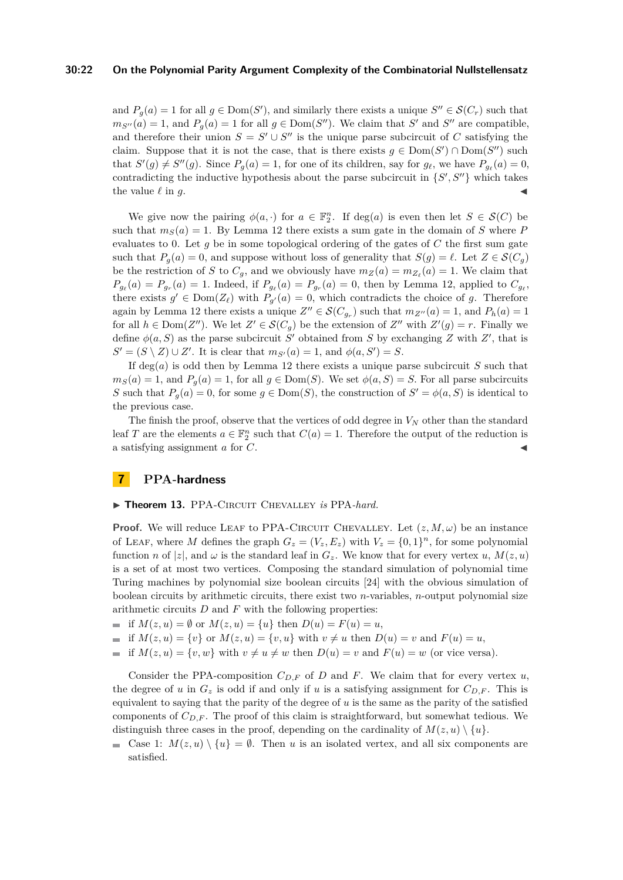and $P_g(a) = 1$ for all $g \in \text{Dom}(S')$, and similarly there exists a unique $S'' \in \mathcal{S}(C_r)$ such that $m_{S''}(a) = 1$, and $P_g(a) = 1$ for all $g \in \text{Dom}(S'')$. We claim that $S'$ and $S''$ are compatible, and therefore their union $S = S' \cup S''$ is the unique parse subcircuit of $C$ satisfying the claim. Suppose that it is not the case, that is there exists $g \in \text{Dom}(S') \cap \text{Dom}(S'')$ such that $S'(g) \neq S''(g)$. Since $P_g(a) = 1$, for one of its children, say for $g_\ell$, we have $P_{g_\ell}(a) = 0$, contradicting the inductive hypothesis about the parse subcircuit in $\{S', S''\}$ which takes the value $\ell$ in $g$. ◀

We give now the pairing $\phi(a, \cdot)$ for $a \in \mathbb{F}_2^n$. If $\deg(a)$ is even then let $S \in \mathcal{S}(C)$ be such that $m_S(a) = 1$. By Lemma 12 there exists a sum gate in the domain of $S$ where $P$ evaluates to 0. Let $g$ be in some topological ordering of the gates of $C$ the first sum gate such that $P_g(a) = 0$, and suppose without loss of generality that $S(g) = \ell$. Let $Z \in \mathcal{S}(C_g)$ be the restriction of $S$ to $C_g$, and we obviously have $m_Z(a) = m_{Z_\ell}(a) = 1$. We claim that $P_{g_\ell}(a) = P_{g_r}(a) = 1$. Indeed, if $P_{g_\ell}(a) = P_{g_r}(a) = 0$, then by Lemma 12, applied to $C_{g_\ell}$, there exists $g' \in \text{Dom}(Z_\ell)$ with $P_{g'}(a) = 0$, which contradicts the choice of $g$. Therefore again by Lemma 12 there exists a unique $Z'' \in \mathcal{S}(C_{g_r})$ such that $m_{Z''}(a) = 1$, and $P_h(a) = 1$ for all $h \in \text{Dom}(Z'')$. We let $Z' \in \mathcal{S}(C_g)$ be the extension of $Z''$ with $Z'(g) = r$. Finally we define $\phi(a, S)$ as the parse subcircuit $S'$ obtained from $S$ by exchanging $Z$ with $Z'$, that is $S' = (S \setminus Z) \cup Z'$. It is clear that $m_{S'}(a) = 1$, and $\phi(a, S') = S$.

If $\deg(a)$ is odd then by Lemma 12 there exists a unique parse subcircuit $S$ such that $m_S(a) = 1$, and $P_g(a) = 1$, for all $g \in \text{Dom}(S)$. We set $\phi(a, S) = S$. For all parse subcircuits $S$ such that $P_g(a) = 0$, for some $g \in \text{Dom}(S)$, the construction of $S' = \phi(a, S)$ is identical to the previous case.

The finish the proof, observe that the vertices of odd degree in $V_N$ other than the standard leaf $T$ are the elements $a \in \mathbb{F}_2^n$ such that $C(a) = 1$. Therefore the output of the reduction is a satisfying assignment $a$ for $C$. ◀

## 7 PPA-hardness

**▶ Theorem 13.** PPA-Circuit Chevalley *is* PPA-*hard.*

**Proof.** We will reduce Leaf to PPA-Circuit Chevalley. Let $(z, M, \omega)$ be an instance of Leaf, where $M$ defines the graph $G_z = (V_z, E_z)$ with $V_z = \{0, 1\}^n$, for some polynomial function $n$ of $|z|$, and $\omega$ is the standard leaf in $G_z$. We know that for every vertex $u$, $M(z, u)$ is a set of at most two vertices. Composing the standard simulation of polynomial time Turing machines by polynomial size boolean circuits [24] with the obvious simulation of boolean circuits by arithmetic circuits, there exist two $n$-variables, $n$-output polynomial size arithmetic circuits $D$ and $F$ with the following properties:

- if $M(z, u) = \emptyset$ or $M(z, u) = \{u\}$ then $D(u) = F(u) = u$,
- if $M(z, u) = \{v\}$ or $M(z, u) = \{v, u\}$ with $v \neq u$ then $D(u) = v$ and $F(u) = u$,
- if $M(z, u) = \{v, w\}$ with $v \neq u \neq w$ then $D(u) = v$ and $F(u) = w$ (or vice versa).

Consider the PPA-composition $C_{D,F}$ of $D$ and $F$. We claim that for every vertex $u$, the degree of $u$ in $G_z$ is odd if and only if $u$ is a satisfying assignment for $C_{D,F}$. This is equivalent to saying that the parity of the degree of $u$ is the same as the parity of the satisfied components of $C_{D,F}$. The proof of this claim is straightforward, but somewhat tedious. We distinguish three cases in the proof, depending on the cardinality of $M(z, u) \setminus \{u\}$.

- Case 1: $M(z, u) \setminus \{u\} = \emptyset$. Then $u$ is an isolated vertex, and all six components are satisfied.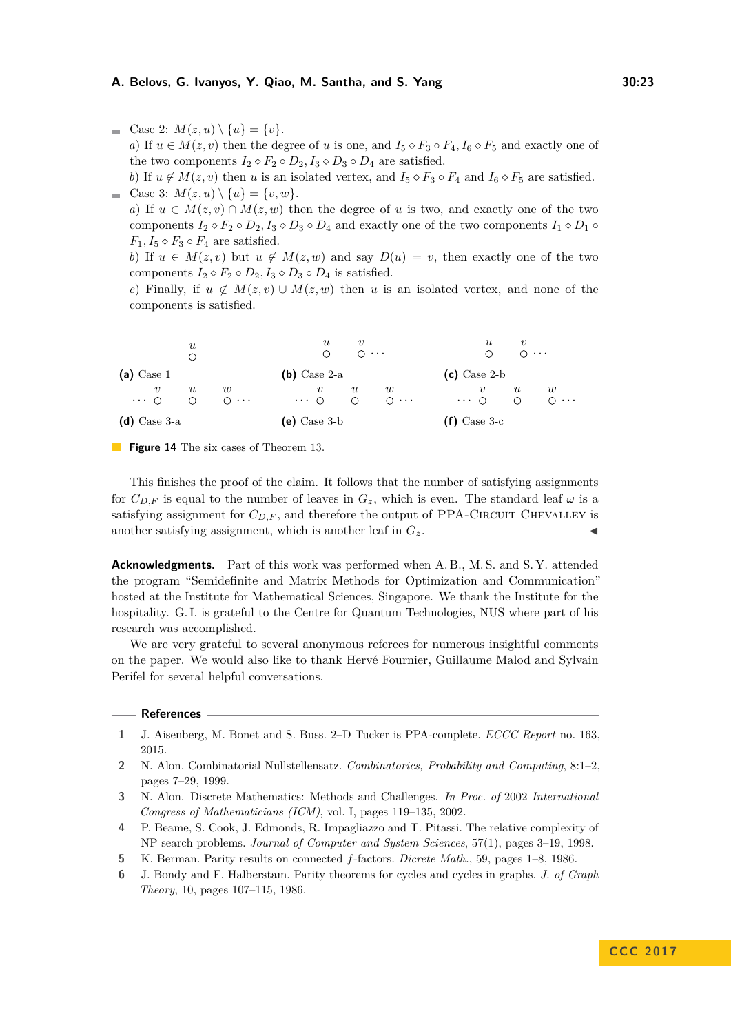- Case 2: $M(z,u) \setminus \{u\} = \{v\}$.
  *a)* If $u \in M(z,v)$ then the degree of $u$ is one, and $I_5 \diamond F_3 \circ F_4, I_6 \diamond F_5$ and exactly one of the two components $I_2 \diamond F_2 \circ D_2, I_3 \diamond D_3 \circ D_4$ are satisfied.
  *b)* If $u \notin M(z,v)$ then $u$ is an isolated vertex, and $I_5 \diamond F_3 \circ F_4$ and $I_6 \diamond F_5$ are satisfied.
- Case 3: $M(z,u) \setminus \{u\} = \{v,w\}$.
  *a)* If $u \in M(z,v) \cap M(z,w)$ then the degree of $u$ is two, and exactly one of the two components $I_2 \diamond F_2 \circ D_2, I_3 \diamond D_3 \circ D_4$ and exactly one of the two components $I_1 \diamond D_1 \circ F_1, I_5 \diamond F_3 \circ F_4$ are satisfied.
  *b)* If $u \in M(z,v)$ but $u \notin M(z,w)$ and say $D(u) = v$, then exactly one of the two components $I_2 \diamond F_2 \circ D_2, I_3 \diamond D_3 \circ D_4$ is satisfied.
  *c)* Finally, if $u \notin M(z,v) \cup M(z,w)$ then $u$ is an isolated vertex, and none of the components is satisfied.

**(a)** Case 1 **(b)** Case 2-a **(c)** Case 2-b **(d)** Case 3-a **(e)** Case 3-b **(f)** Case 3-c

**Figure 14** The six cases of Theorem 13.

This finishes the proof of the claim. It follows that the number of satisfying assignments for $C_{D,F}$ is equal to the number of leaves in $G_z$, which is even. The standard leaf $\omega$ is a satisfying assignment for $C_{D,F}$, and therefore the output of PPA-Circuit Chevalley is another satisfying assignment, which is another leaf in $G_z$. ◀

**Acknowledgments.** Part of this work was performed when A. B., M. S. and S. Y. attended the program "Semidefinite and Matrix Methods for Optimization and Communication" hosted at the Institute for Mathematical Sciences, Singapore. We thank the Institute for the hospitality. G. I. is grateful to the Centre for Quantum Technologies, NUS where part of his research was accomplished.

We are very grateful to several anonymous referees for numerous insightful comments on the paper. We would also like to thank Hervé Fournier, Guillaume Malod and Sylvain Perifel for several helpful conversations.

## References

1. J. Aisenberg, M. Bonet and S. Buss. 2–D Tucker is PPA-complete. *ECCC Report* no. 163, 2015.
2. N. Alon. Combinatorial Nullstellensatz. *Combinatorics, Probability and Computing*, 8:1–2, pages 7–29, 1999.
3. N. Alon. Discrete Mathematics: Methods and Challenges. *In Proc. of* 2002 *International Congress of Mathematicians (ICM)*, vol. I, pages 119–135, 2002.
4. P. Beame, S. Cook, J. Edmonds, R. Impagliazzo and T. Pitassi. The relative complexity of NP search problems. *Journal of Computer and System Sciences*, 57(1), pages 3–19, 1998.
5. K. Berman. Parity results on connected $f$-factors. *Dicrete Math.*, 59, pages 1–8, 1986.
6. J. Bondy and F. Halberstam. Parity theorems for cycles and cycles in graphs. *J. of Graph Theory*, 10, pages 107–115, 1986.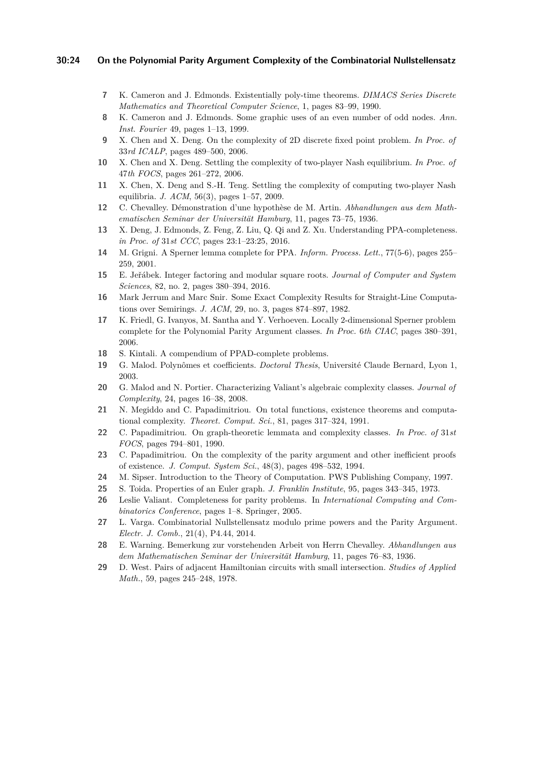7. K. Cameron and J. Edmonds. Existentially poly-time theorems. *DIMACS Series Discrete Mathematics and Theoretical Computer Science*, 1, pages 83–99, 1990.
8. K. Cameron and J. Edmonds. Some graphic uses of an even number of odd nodes. *Ann. Inst. Fourier* 49, pages 1–13, 1999.
9. X. Chen and X. Deng. On the complexity of 2D discrete fixed point problem. *In Proc. of 33rd ICALP*, pages 489–500, 2006.
10. X. Chen and X. Deng. Settling the complexity of two-player Nash equilibrium. *In Proc. of 47th FOCS*, pages 261–272, 2006.
11. X. Chen, X. Deng and S.-H. Teng. Settling the complexity of computing two-player Nash equilibria. *J. ACM*, 56(3), pages 1–57, 2009.
12. C. Chevalley. Démonstration d'une hypothèse de M. Artin. *Abhandlungen aus dem Mathematischen Seminar der Universität Hamburg*, 11, pages 73–75, 1936.
13. X. Deng, J. Edmonds, Z. Feng, Z. Liu, Q. Qi and Z. Xu. Understanding PPA-completeness. *in Proc. of 31st CCC*, pages 23:1–23:25, 2016.
14. M. Grigni. A Sperner lemma complete for PPA. *Inform. Process. Lett.*, 77(5-6), pages 255–259, 2001.
15. E. Jeřábek. Integer factoring and modular square roots. *Journal of Computer and System Sciences*, 82, no. 2, pages 380–394, 2016.
16. Mark Jerrum and Marc Snir. Some Exact Complexity Results for Straight-Line Computations over Semirings. *J. ACM*, 29, no. 3, pages 874–897, 1982.
17. K. Friedl, G. Ivanyos, M. Santha and Y. Verhoeven. Locally 2-dimensional Sperner problem complete for the Polynomial Parity Argument classes. *In Proc. 6th CIAC*, pages 380–391, 2006.
18. S. Kintali. A compendium of PPAD-complete problems.
19. G. Malod. Polynômes et coefficients. *Doctoral Thesis*, Université Claude Bernard, Lyon 1, 2003.
20. G. Malod and N. Portier. Characterizing Valiant's algebraic complexity classes. *Journal of Complexity*, 24, pages 16–38, 2008.
21. N. Megiddo and C. Papadimitriou. On total functions, existence theorems and computational complexity. *Theoret. Comput. Sci.*, 81, pages 317–324, 1991.
22. C. Papadimitriou. On graph-theoretic lemmata and complexity classes. *In Proc. of 31st FOCS*, pages 794–801, 1990.
23. C. Papadimitriou. On the complexity of the parity argument and other inefficient proofs of existence. *J. Comput. System Sci.*, 48(3), pages 498–532, 1994.
24. M. Sipser. Introduction to the Theory of Computation. PWS Publishing Company, 1997.
25. S. Toida. Properties of an Euler graph. *J. Franklin Institute*, 95, pages 343–345, 1973.
26. Leslie Valiant. Completeness for parity problems. In *International Computing and Combinatorics Conference*, pages 1–8. Springer, 2005.
27. L. Varga. Combinatorial Nullstellensatz modulo prime powers and the Parity Argument. *Electr. J. Comb.*, 21(4), P4.44, 2014.
28. E. Warning. Bemerkung zur vorstehenden Arbeit von Herrn Chevalley. *Abhandlungen aus dem Mathematischen Seminar der Universität Hamburg*, 11, pages 76–83, 1936.
29. D. West. Pairs of adjacent Hamiltonian circuits with small intersection. *Studies of Applied Math.*, 59, pages 245–248, 1978.